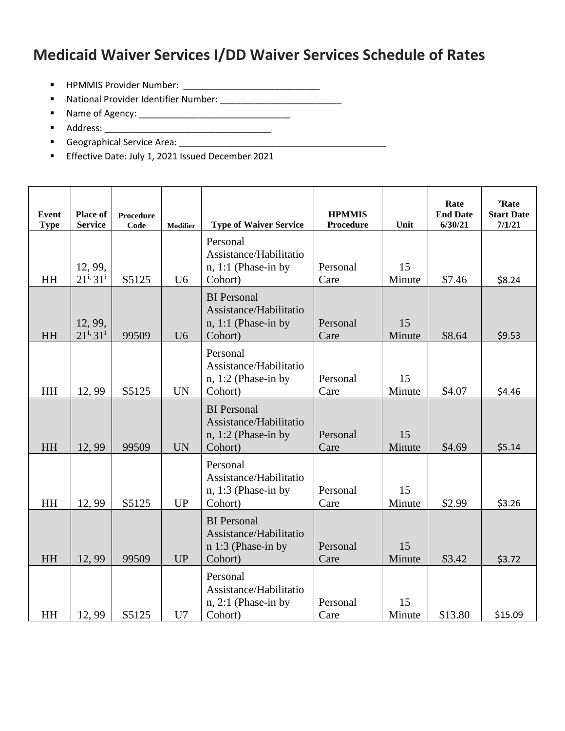# Medicaid Waiver Services I/DD Waiver Services Schedule of Rates

- HPMMIS Provider Number: ___________________________
- National Provider Identifier Number: ________________________
- Name of Agency: ______________________________
- Address: _________________________________
- Geographical Service Area: __________________________________________
- Effective Date: July 1, 2021 Issued December 2021

| Event Type | Place of Service | Procedure Code | Modifier | Type of Waiver Service | HPMMIS Procedure | Unit | Rate End Date 6/30/21 | [v]Rate Start Date 7/1/21 |
|---|---|---|---|---|---|---|---|---|
| HH | 12, 99, 21[i], 31[i] | S5125 | U6 | Personal Assistance/Habilitation, 1:1 (Phase-in by Cohort) | Personal Care | 15 Minute | $7.46 | $8.24 |
| HH | 12, 99, 21[i], 31[i] | 99509 | U6 | BI Personal Assistance/Habilitation, 1:1 (Phase-in by Cohort) | Personal Care | 15 Minute | $8.64 | $9.53 |
| HH | 12, 99 | S5125 | UN | Personal Assistance/Habilitation, 1:2 (Phase-in by Cohort) | Personal Care | 15 Minute | $4.07 | $4.46 |
| HH | 12, 99 | 99509 | UN | BI Personal Assistance/Habilitation, 1:2 (Phase-in by Cohort) | Personal Care | 15 Minute | $4.69 | $5.14 |
| HH | 12, 99 | S5125 | UP | Personal Assistance/Habilitation, 1:3 (Phase-in by Cohort) | Personal Care | 15 Minute | $2.99 | $3.26 |
| HH | 12, 99 | 99509 | UP | BI Personal Assistance/Habilitation 1:3 (Phase-in by Cohort) | Personal Care | 15 Minute | $3.42 | $3.72 |
| HH | 12, 99 | S5125 | U7 | Personal Assistance/Habilitation, 2:1 (Phase-in by Cohort) | Personal Care | 15 Minute | $13.80 | $15.09 |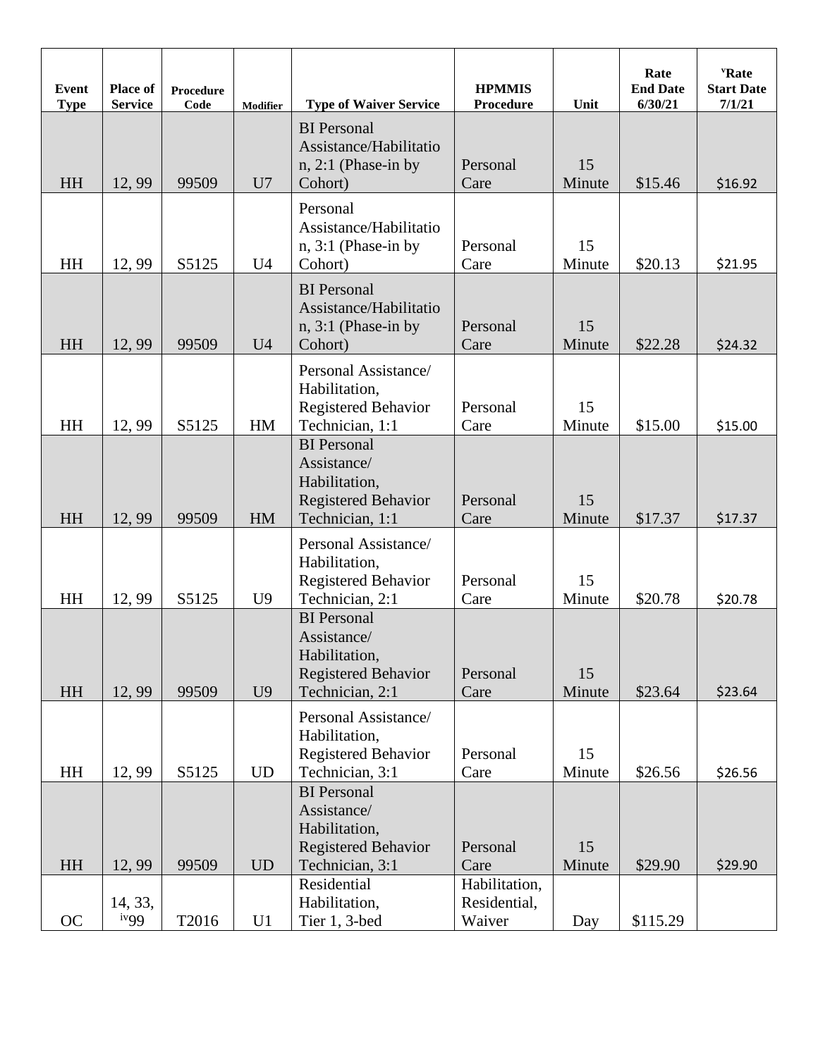| Event Type | Place of Service | Procedure Code | Modifier | Type of Waiver Service | HPMMIS Procedure | Unit | Rate End Date 6/30/21 | [v]Rate Start Date 7/1/21 |
|---|---|---|---|---|---|---|---|---|
| HH | 12, 99 | 99509 | U7 | BI Personal Assistance/Habilitation, 2:1 (Phase-in by Cohort) | Personal Care | 15 Minute | $15.46 | $16.92 |
| HH | 12, 99 | S5125 | U4 | Personal Assistance/Habilitation, 3:1 (Phase-in by Cohort) | Personal Care | 15 Minute | $20.13 | $21.95 |
| HH | 12, 99 | 99509 | U4 | BI Personal Assistance/Habilitation, 3:1 (Phase-in by Cohort) | Personal Care | 15 Minute | $22.28 | $24.32 |
| HH | 12, 99 | S5125 | HM | Personal Assistance/ Habilitation, Registered Behavior Technician, 1:1 | Personal Care | 15 Minute | $15.00 | $15.00 |
| HH | 12, 99 | 99509 | HM | BI Personal Assistance/ Habilitation, Registered Behavior Technician, 1:1 | Personal Care | 15 Minute | $17.37 | $17.37 |
| HH | 12, 99 | S5125 | U9 | Personal Assistance/ Habilitation, Registered Behavior Technician, 2:1 | Personal Care | 15 Minute | $20.78 | $20.78 |
| HH | 12, 99 | 99509 | U9 | BI Personal Assistance/ Habilitation, Registered Behavior Technician, 2:1 | Personal Care | 15 Minute | $23.64 | $23.64 |
| HH | 12, 99 | S5125 | UD | Personal Assistance/ Habilitation, Registered Behavior Technician, 3:1 | Personal Care | 15 Minute | $26.56 | $26.56 |
| HH | 12, 99 | 99509 | UD | BI Personal Assistance/ Habilitation, Registered Behavior Technician, 3:1 | Personal Care | 15 Minute | $29.90 | $29.90 |
| OC | 14, 33, [iv]99 | T2016 | U1 | Residential Habilitation, Tier 1, 3-bed | Habilitation, Residential, Waiver | Day | $115.29 | |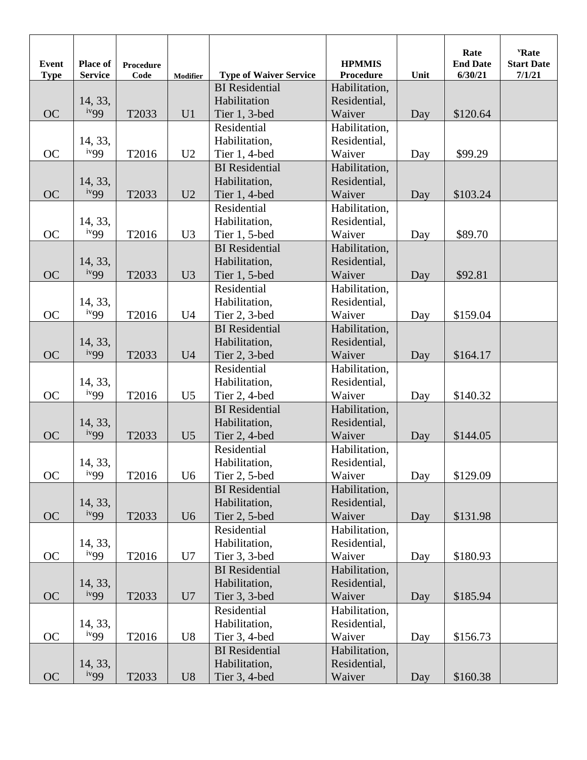| Event Type | Place of Service | Procedure Code | Modifier | Type of Waiver Service | HPMMIS Procedure | Unit | Rate End Date 6/30/21 | [v]Rate Start Date 7/1/21 |
|---|---|---|---|---|---|---|---|---|
| OC | 14, 33, [iv]99 | T2033 | U1 | BI Residential Habilitation Tier 1, 3-bed | Habilitation, Residential, Waiver | Day | $120.64 | |
| OC | 14, 33, [iv]99 | T2016 | U2 | Residential Habilitation, Tier 1, 4-bed | Habilitation, Residential, Waiver | Day | $99.29 | |
| OC | 14, 33, [iv]99 | T2033 | U2 | BI Residential Habilitation, Tier 1, 4-bed | Habilitation, Residential, Waiver | Day | $103.24 | |
| OC | 14, 33, [iv]99 | T2016 | U3 | Residential Habilitation, Tier 1, 5-bed | Habilitation, Residential, Waiver | Day | $89.70 | |
| OC | 14, 33, [iv]99 | T2033 | U3 | BI Residential Habilitation, Tier 1, 5-bed | Habilitation, Residential, Waiver | Day | $92.81 | |
| OC | 14, 33, [iv]99 | T2016 | U4 | Residential Habilitation, Tier 2, 3-bed | Habilitation, Residential, Waiver | Day | $159.04 | |
| OC | 14, 33, [iv]99 | T2033 | U4 | BI Residential Habilitation, Tier 2, 3-bed | Habilitation, Residential, Waiver | Day | $164.17 | |
| OC | 14, 33, [iv]99 | T2016 | U5 | Residential Habilitation, Tier 2, 4-bed | Habilitation, Residential, Waiver | Day | $140.32 | |
| OC | 14, 33, [iv]99 | T2033 | U5 | BI Residential Habilitation, Tier 2, 4-bed | Habilitation, Residential, Waiver | Day | $144.05 | |
| OC | 14, 33, [iv]99 | T2016 | U6 | Residential Habilitation, Tier 2, 5-bed | Habilitation, Residential, Waiver | Day | $129.09 | |
| OC | 14, 33, [iv]99 | T2033 | U6 | BI Residential Habilitation, Tier 2, 5-bed | Habilitation, Residential, Waiver | Day | $131.98 | |
| OC | 14, 33, [iv]99 | T2016 | U7 | Residential Habilitation, Tier 3, 3-bed | Habilitation, Residential, Waiver | Day | $180.93 | |
| OC | 14, 33, [iv]99 | T2033 | U7 | BI Residential Habilitation, Tier 3, 3-bed | Habilitation, Residential, Waiver | Day | $185.94 | |
| OC | 14, 33, [iv]99 | T2016 | U8 | Residential Habilitation, Tier 3, 4-bed | Habilitation, Residential, Waiver | Day | $156.73 | |
| OC | 14, 33, [iv]99 | T2033 | U8 | BI Residential Habilitation, Tier 3, 4-bed | Habilitation, Residential, Waiver | Day | $160.38 | |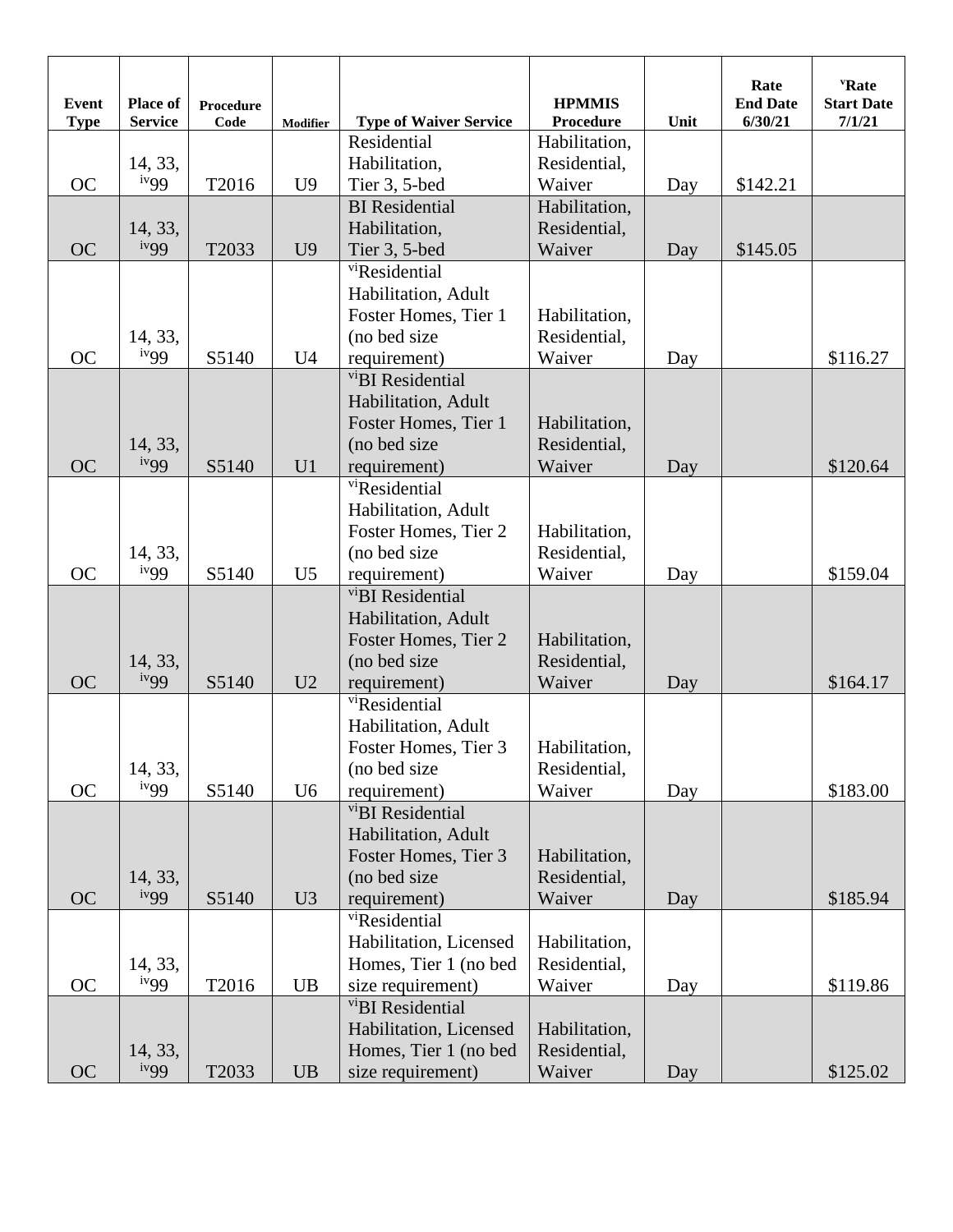| Event Type | Place of Service | Procedure Code | Modifier | Type of Waiver Service | HPMMIS Procedure | Unit | Rate End Date 6/30/21 | [v]Rate Start Date 7/1/21 |
|---|---|---|---|---|---|---|---|---|
| OC | 14, 33, [iv]99 | T2016 | U9 | Residential Habilitation, Tier 3, 5-bed | Habilitation, Residential, Waiver | Day | $142.21 | |
| OC | 14, 33, [iv]99 | T2033 | U9 | BI Residential Habilitation, Tier 3, 5-bed | Habilitation, Residential, Waiver | Day | $145.05 | |
| OC | 14, 33, [iv]99 | S5140 | U4 | [vi]Residential Habilitation, Adult Foster Homes, Tier 1 (no bed size requirement) | Habilitation, Residential, Waiver | Day | | $116.27 |
| OC | 14, 33, [iv]99 | S5140 | U1 | [vi]BI Residential Habilitation, Adult Foster Homes, Tier 1 (no bed size requirement) | Habilitation, Residential, Waiver | Day | | $120.64 |
| OC | 14, 33, [iv]99 | S5140 | U5 | [vi]Residential Habilitation, Adult Foster Homes, Tier 2 (no bed size requirement) | Habilitation, Residential, Waiver | Day | | $159.04 |
| OC | 14, 33, [iv]99 | S5140 | U2 | [vi]BI Residential Habilitation, Adult Foster Homes, Tier 2 (no bed size requirement) | Habilitation, Residential, Waiver | Day | | $164.17 |
| OC | 14, 33, [iv]99 | S5140 | U6 | [vi]Residential Habilitation, Adult Foster Homes, Tier 3 (no bed size requirement) | Habilitation, Residential, Waiver | Day | | $183.00 |
| OC | 14, 33, [iv]99 | S5140 | U3 | [vi]BI Residential Habilitation, Adult Foster Homes, Tier 3 (no bed size requirement) | Habilitation, Residential, Waiver | Day | | $185.94 |
| OC | 14, 33, [iv]99 | T2016 | UB | [vi]Residential Habilitation, Licensed Homes, Tier 1 (no bed size requirement) | Habilitation, Residential, Waiver | Day | | $119.86 |
| OC | 14, 33, [iv]99 | T2033 | UB | [vi]BI Residential Habilitation, Licensed Homes, Tier 1 (no bed size requirement) | Habilitation, Residential, Waiver | Day | | $125.02 |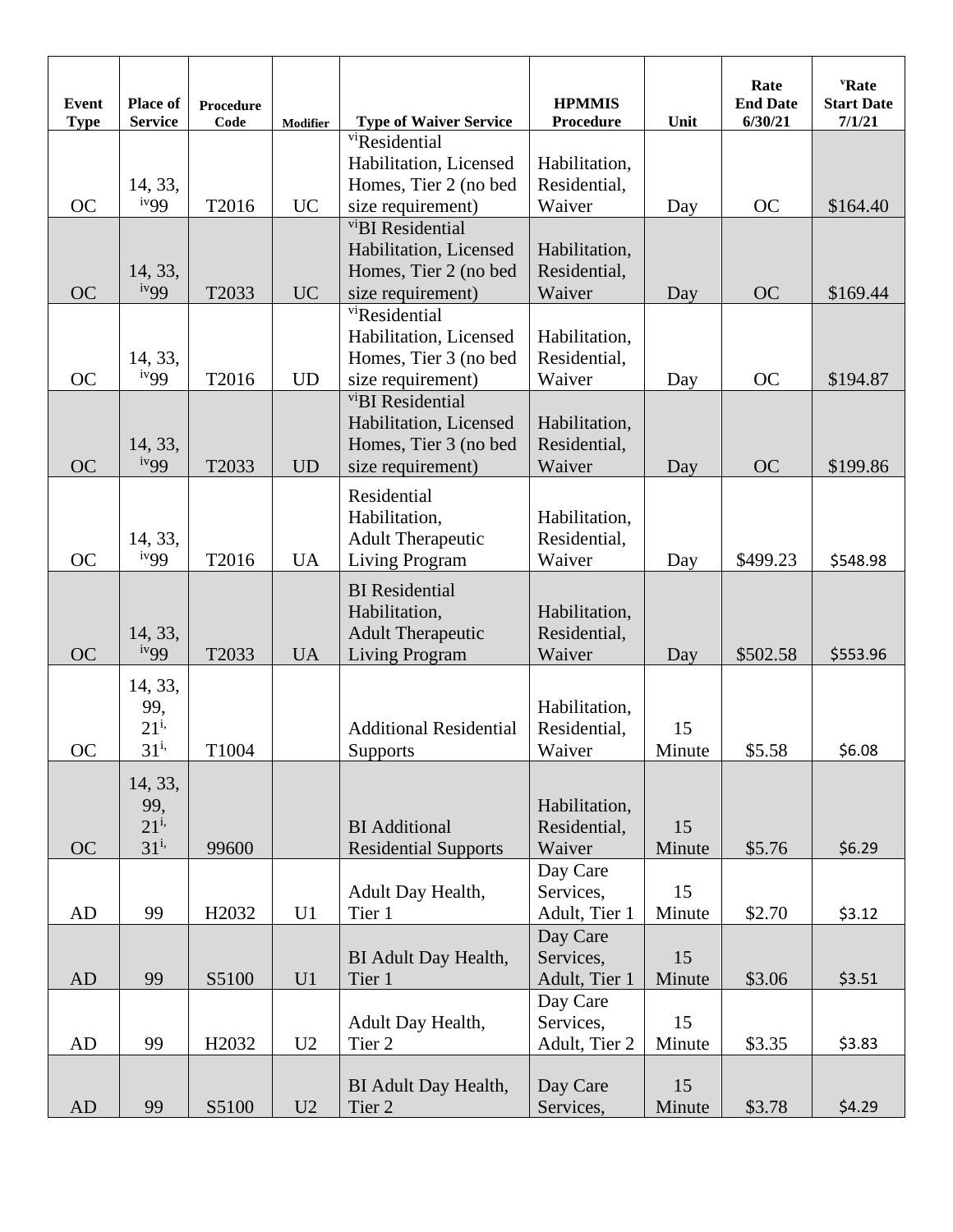| Event Type | Place of Service | Procedure Code | Modifier | Type of Waiver Service | HPMMIS Procedure | Unit | Rate End Date 6/30/21 | [v]Rate Start Date 7/1/21 |
|---|---|---|---|---|---|---|---|---|
| OC | 14, 33, [iv]99 | T2016 | UC | [vi]Residential Habilitation, Licensed Homes, Tier 2 (no bed size requirement) | Habilitation, Residential, Waiver | Day | OC | $164.40 |
| OC | 14, 33, [iv]99 | T2033 | UC | [vi]BI Residential Habilitation, Licensed Homes, Tier 2 (no bed size requirement) | Habilitation, Residential, Waiver | Day | OC | $169.44 |
| OC | 14, 33, [iv]99 | T2016 | UD | [vi]Residential Habilitation, Licensed Homes, Tier 3 (no bed size requirement) | Habilitation, Residential, Waiver | Day | OC | $194.87 |
| OC | 14, 33, [iv]99 | T2033 | UD | [vi]BI Residential Habilitation, Licensed Homes, Tier 3 (no bed size requirement) | Habilitation, Residential, Waiver | Day | OC | $199.86 |
| OC | 14, 33, [iv]99 | T2016 | UA | Residential Habilitation, Adult Therapeutic Living Program | Habilitation, Residential, Waiver | Day | $499.23 | $548.98 |
| OC | 14, 33, [iv]99 | T2033 | UA | BI Residential Habilitation, Adult Therapeutic Living Program | Habilitation, Residential, Waiver | Day | $502.58 | $553.96 |
| OC | 14, 33, 99, 21[i], 31[i], | T1004 | | Additional Residential Supports | Habilitation, Residential, Waiver | 15 Minute | $5.58 | $6.08 |
| OC | 14, 33, 99, 21[i], 31[i], | 99600 | | BI Additional Residential Supports | Habilitation, Residential, Waiver | 15 Minute | $5.76 | $6.29 |
| AD | 99 | H2032 | U1 | Adult Day Health, Tier 1 | Day Care Services, Adult, Tier 1 | 15 Minute | $2.70 | $3.12 |
| AD | 99 | S5100 | U1 | BI Adult Day Health, Tier 1 | Day Care Services, Adult, Tier 1 | 15 Minute | $3.06 | $3.51 |
| AD | 99 | H2032 | U2 | Adult Day Health, Tier 2 | Day Care Services, Adult, Tier 2 | 15 Minute | $3.35 | $3.83 |
| AD | 99 | S5100 | U2 | BI Adult Day Health, Tier 2 | Day Care Services, | 15 Minute | $3.78 | $4.29 |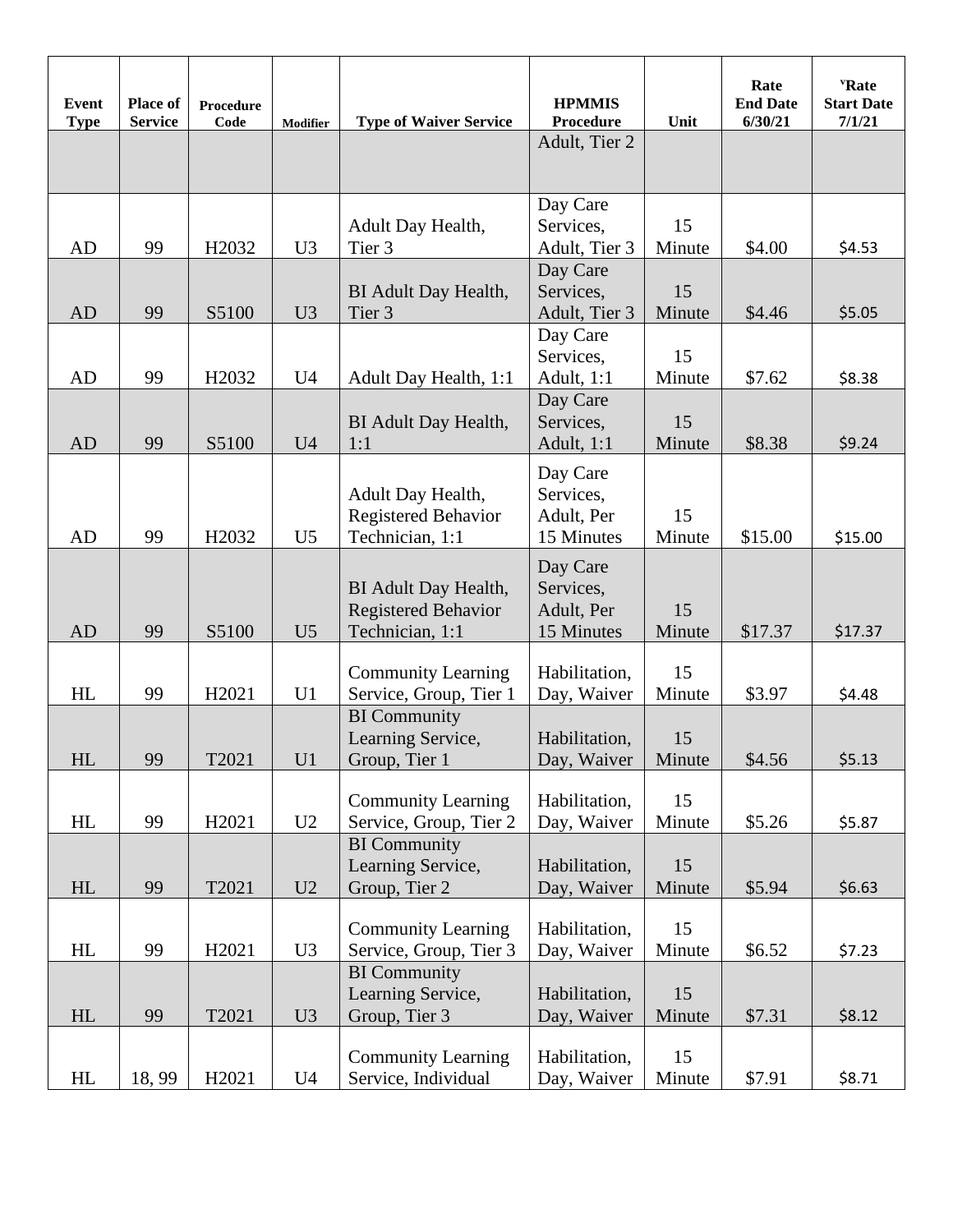| Event Type | Place of Service | Procedure Code | Modifier | Type of Waiver Service | HPMMIS Procedure | Unit | Rate End Date 6/30/21 | [v]Rate Start Date 7/1/21 |
|---|---|---|---|---|---|---|---|---|
| | | | | | Adult, Tier 2 | | | |
| AD | 99 | H2032 | U3 | Adult Day Health, Tier 3 | Day Care Services, Adult, Tier 3 | 15 Minute | $4.00 | $4.53 |
| AD | 99 | S5100 | U3 | BI Adult Day Health, Tier 3 | Day Care Services, Adult, Tier 3 | 15 Minute | $4.46 | $5.05 |
| AD | 99 | H2032 | U4 | Adult Day Health, 1:1 | Day Care Services, Adult, 1:1 | 15 Minute | $7.62 | $8.38 |
| AD | 99 | S5100 | U4 | BI Adult Day Health, 1:1 | Day Care Services, Adult, 1:1 | 15 Minute | $8.38 | $9.24 |
| AD | 99 | H2032 | U5 | Adult Day Health, Registered Behavior Technician, 1:1 | Day Care Services, Adult, Per 15 Minutes | 15 Minute | $15.00 | $15.00 |
| AD | 99 | S5100 | U5 | BI Adult Day Health, Registered Behavior Technician, 1:1 | Day Care Services, Adult, Per 15 Minutes | 15 Minute | $17.37 | $17.37 |
| HL | 99 | H2021 | U1 | Community Learning Service, Group, Tier 1 | Habilitation, Day, Waiver | 15 Minute | $3.97 | $4.48 |
| HL | 99 | T2021 | U1 | BI Community Learning Service, Group, Tier 1 | Habilitation, Day, Waiver | 15 Minute | $4.56 | $5.13 |
| HL | 99 | H2021 | U2 | Community Learning Service, Group, Tier 2 | Habilitation, Day, Waiver | 15 Minute | $5.26 | $5.87 |
| HL | 99 | T2021 | U2 | BI Community Learning Service, Group, Tier 2 | Habilitation, Day, Waiver | 15 Minute | $5.94 | $6.63 |
| HL | 99 | H2021 | U3 | Community Learning Service, Group, Tier 3 | Habilitation, Day, Waiver | 15 Minute | $6.52 | $7.23 |
| HL | 99 | T2021 | U3 | BI Community Learning Service, Group, Tier 3 | Habilitation, Day, Waiver | 15 Minute | $7.31 | $8.12 |
| HL | 18, 99 | H2021 | U4 | Community Learning Service, Individual | Habilitation, Day, Waiver | 15 Minute | $7.91 | $8.71 |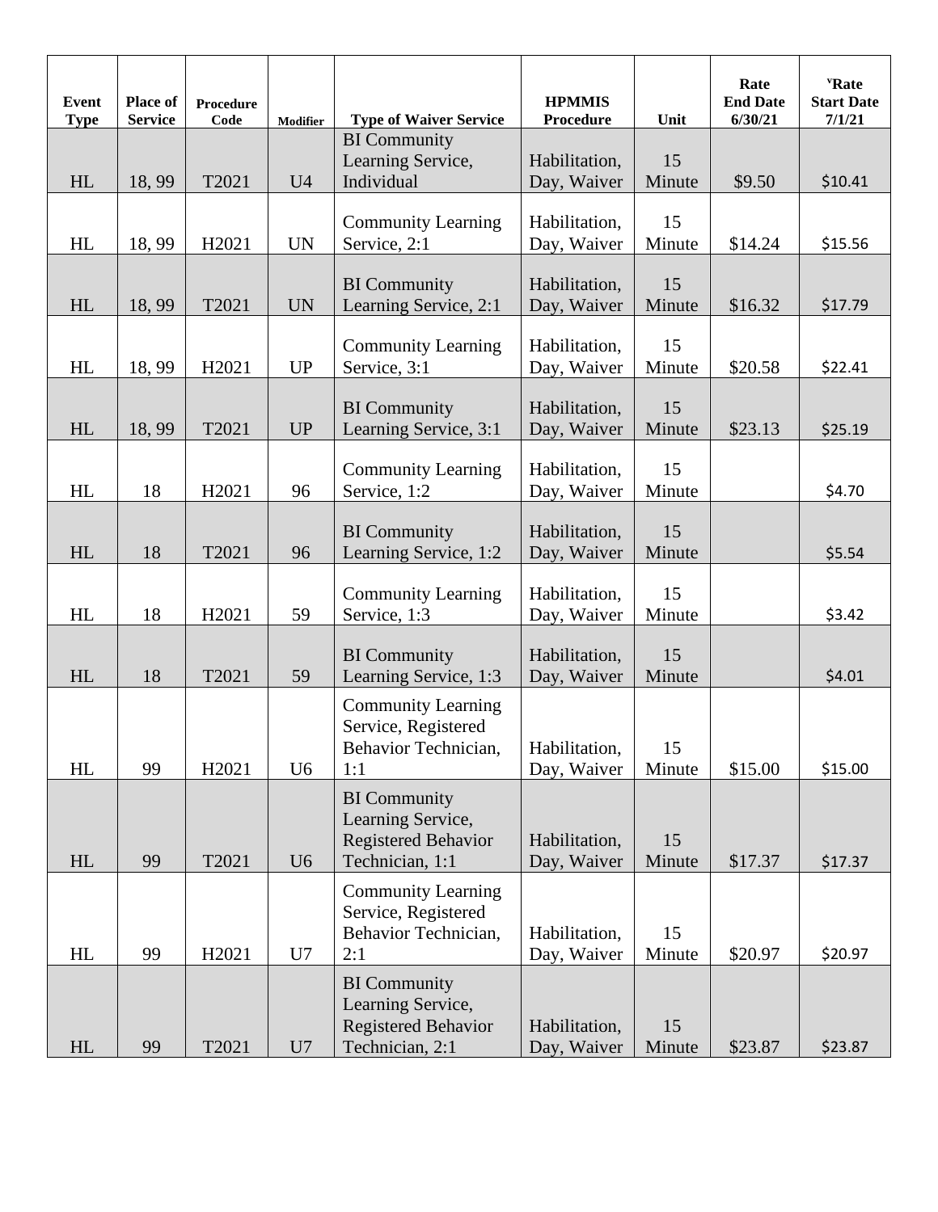| Event Type | Place of Service | Procedure Code | Modifier | Type of Waiver Service | HPMMIS Procedure | Unit | Rate End Date 6/30/21 | ᵛRate Start Date 7/1/21 |
|---|---|---|---|---|---|---|---|---|
| HL | 18, 99 | T2021 | U4 | BI Community Learning Service, Individual | Habilitation, Day, Waiver | 15 Minute | $9.50 | $10.41 |
| HL | 18, 99 | H2021 | UN | Community Learning Service, 2:1 | Habilitation, Day, Waiver | 15 Minute | $14.24 | $15.56 |
| HL | 18, 99 | T2021 | UN | BI Community Learning Service, 2:1 | Habilitation, Day, Waiver | 15 Minute | $16.32 | $17.79 |
| HL | 18, 99 | H2021 | UP | Community Learning Service, 3:1 | Habilitation, Day, Waiver | 15 Minute | $20.58 | $22.41 |
| HL | 18, 99 | T2021 | UP | BI Community Learning Service, 3:1 | Habilitation, Day, Waiver | 15 Minute | $23.13 | $25.19 |
| HL | 18 | H2021 | 96 | Community Learning Service, 1:2 | Habilitation, Day, Waiver | 15 Minute | | $4.70 |
| HL | 18 | T2021 | 96 | BI Community Learning Service, 1:2 | Habilitation, Day, Waiver | 15 Minute | | $5.54 |
| HL | 18 | H2021 | 59 | Community Learning Service, 1:3 | Habilitation, Day, Waiver | 15 Minute | | $3.42 |
| HL | 18 | T2021 | 59 | BI Community Learning Service, 1:3 | Habilitation, Day, Waiver | 15 Minute | | $4.01 |
| HL | 99 | H2021 | U6 | Community Learning Service, Registered Behavior Technician, 1:1 | Habilitation, Day, Waiver | 15 Minute | $15.00 | $15.00 |
| HL | 99 | T2021 | U6 | BI Community Learning Service, Registered Behavior Technician, 1:1 | Habilitation, Day, Waiver | 15 Minute | $17.37 | $17.37 |
| HL | 99 | H2021 | U7 | Community Learning Service, Registered Behavior Technician, 2:1 | Habilitation, Day, Waiver | 15 Minute | $20.97 | $20.97 |
| HL | 99 | T2021 | U7 | BI Community Learning Service, Registered Behavior Technician, 2:1 | Habilitation, Day, Waiver | 15 Minute | $23.87 | $23.87 |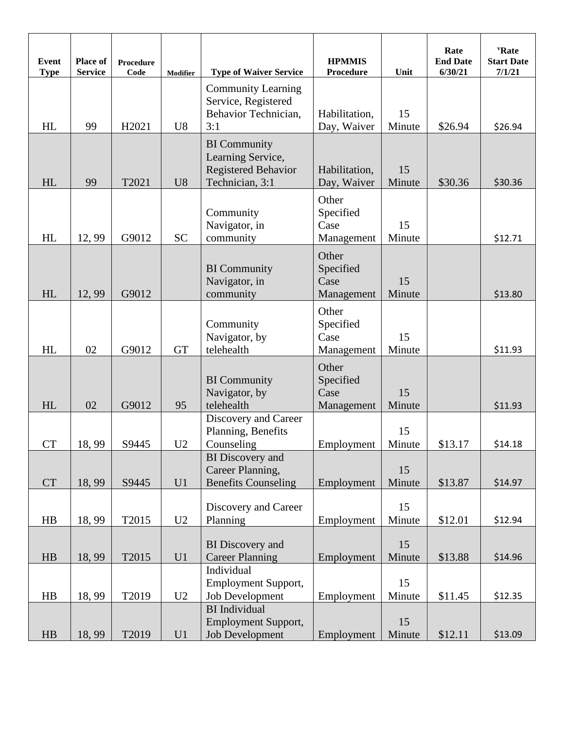| Event Type | Place of Service | Procedure Code | Modifier | Type of Waiver Service | HPMMIS Procedure | Unit | Rate End Date 6/30/21 | ᵛRate Start Date 7/1/21 |
|---|---|---|---|---|---|---|---|---|
| HL | 99 | H2021 | U8 | Community Learning Service, Registered Behavior Technician, 3:1 | Habilitation, Day, Waiver | 15 Minute | $26.94 | $26.94 |
| HL | 99 | T2021 | U8 | BI Community Learning Service, Registered Behavior Technician, 3:1 | Habilitation, Day, Waiver | 15 Minute | $30.36 | $30.36 |
| HL | 12, 99 | G9012 | SC | Community Navigator, in community | Other Specified Case Management | 15 Minute | | $12.71 |
| HL | 12, 99 | G9012 | | BI Community Navigator, in community | Other Specified Case Management | 15 Minute | | $13.80 |
| HL | 02 | G9012 | GT | Community Navigator, by telehealth | Other Specified Case Management | 15 Minute | | $11.93 |
| HL | 02 | G9012 | 95 | BI Community Navigator, by telehealth | Other Specified Case Management | 15 Minute | | $11.93 |
| CT | 18, 99 | S9445 | U2 | Discovery and Career Planning, Benefits Counseling | Employment | 15 Minute | $13.17 | $14.18 |
| CT | 18, 99 | S9445 | U1 | BI Discovery and Career Planning, Benefits Counseling | Employment | 15 Minute | $13.87 | $14.97 |
| HB | 18, 99 | T2015 | U2 | Discovery and Career Planning | Employment | 15 Minute | $12.01 | $12.94 |
| HB | 18, 99 | T2015 | U1 | BI Discovery and Career Planning | Employment | 15 Minute | $13.88 | $14.96 |
| HB | 18, 99 | T2019 | U2 | Individual Employment Support, Job Development | Employment | 15 Minute | $11.45 | $12.35 |
| HB | 18, 99 | T2019 | U1 | BI Individual Employment Support, Job Development | Employment | 15 Minute | $12.11 | $13.09 |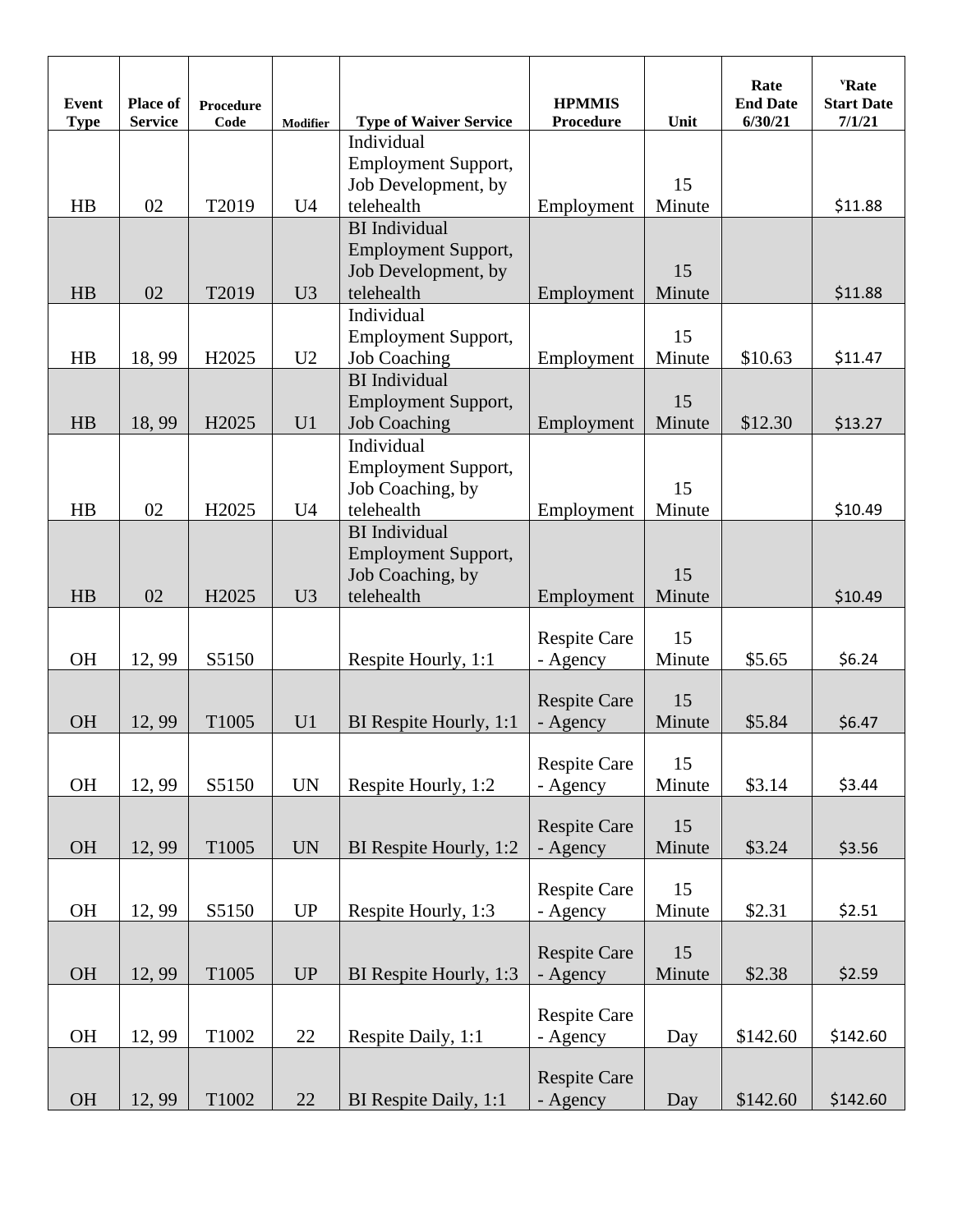| Event Type | Place of Service | Procedure Code | Modifier | Type of Waiver Service | HPMMIS Procedure | Unit | Rate End Date 6/30/21 | ᵛRate Start Date 7/1/21 |
|---|---|---|---|---|---|---|---|---|
| HB | 02 | T2019 | U4 | Individual Employment Support, Job Development, by telehealth | Employment | 15 Minute | | $11.88 |
| HB | 02 | T2019 | U3 | BI Individual Employment Support, Job Development, by telehealth | Employment | 15 Minute | | $11.88 |
| HB | 18, 99 | H2025 | U2 | Individual Employment Support, Job Coaching | Employment | 15 Minute | $10.63 | $11.47 |
| HB | 18, 99 | H2025 | U1 | BI Individual Employment Support, Job Coaching | Employment | 15 Minute | $12.30 | $13.27 |
| HB | 02 | H2025 | U4 | Individual Employment Support, Job Coaching, by telehealth | Employment | 15 Minute | | $10.49 |
| HB | 02 | H2025 | U3 | BI Individual Employment Support, Job Coaching, by telehealth | Employment | 15 Minute | | $10.49 |
| OH | 12, 99 | S5150 | | Respite Hourly, 1:1 | Respite Care - Agency | 15 Minute | $5.65 | $6.24 |
| OH | 12, 99 | T1005 | U1 | BI Respite Hourly, 1:1 | Respite Care - Agency | 15 Minute | $5.84 | $6.47 |
| OH | 12, 99 | S5150 | UN | Respite Hourly, 1:2 | Respite Care - Agency | 15 Minute | $3.14 | $3.44 |
| OH | 12, 99 | T1005 | UN | BI Respite Hourly, 1:2 | Respite Care - Agency | 15 Minute | $3.24 | $3.56 |
| OH | 12, 99 | S5150 | UP | Respite Hourly, 1:3 | Respite Care - Agency | 15 Minute | $2.31 | $2.51 |
| OH | 12, 99 | T1005 | UP | BI Respite Hourly, 1:3 | Respite Care - Agency | 15 Minute | $2.38 | $2.59 |
| OH | 12, 99 | T1002 | 22 | Respite Daily, 1:1 | Respite Care - Agency | Day | $142.60 | $142.60 |
| OH | 12, 99 | T1002 | 22 | BI Respite Daily, 1:1 | Respite Care - Agency | Day | $142.60 | $142.60 |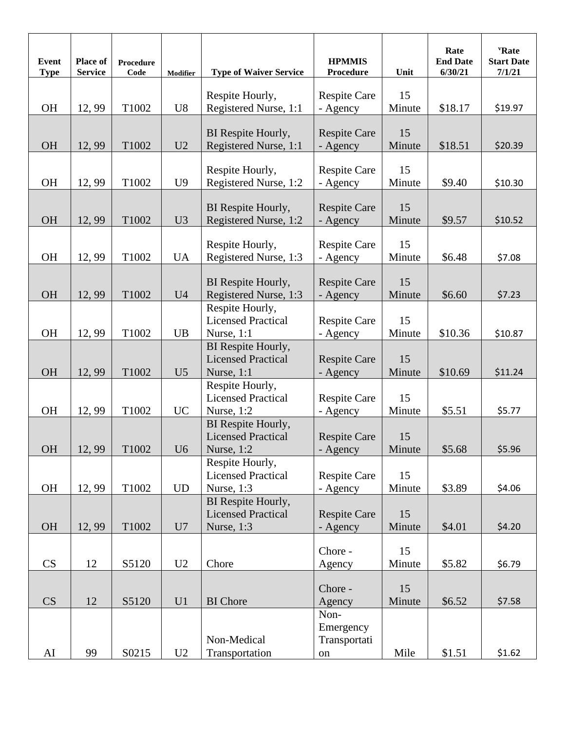| Event Type | Place of Service | Procedure Code | Modifier | Type of Waiver Service | HPMMIS Procedure | Unit | Rate End Date 6/30/21 | ᵛRate Start Date 7/1/21 |
|---|---|---|---|---|---|---|---|---|
| OH | 12, 99 | T1002 | U8 | Respite Hourly, Registered Nurse, 1:1 | Respite Care - Agency | 15 Minute | $18.17 | $19.97 |
| OH | 12, 99 | T1002 | U2 | BI Respite Hourly, Registered Nurse, 1:1 | Respite Care - Agency | 15 Minute | $18.51 | $20.39 |
| OH | 12, 99 | T1002 | U9 | Respite Hourly, Registered Nurse, 1:2 | Respite Care - Agency | 15 Minute | $9.40 | $10.30 |
| OH | 12, 99 | T1002 | U3 | BI Respite Hourly, Registered Nurse, 1:2 | Respite Care - Agency | 15 Minute | $9.57 | $10.52 |
| OH | 12, 99 | T1002 | UA | Respite Hourly, Registered Nurse, 1:3 | Respite Care - Agency | 15 Minute | $6.48 | $7.08 |
| OH | 12, 99 | T1002 | U4 | BI Respite Hourly, Registered Nurse, 1:3 | Respite Care - Agency | 15 Minute | $6.60 | $7.23 |
| OH | 12, 99 | T1002 | UB | Respite Hourly, Licensed Practical Nurse, 1:1 | Respite Care - Agency | 15 Minute | $10.36 | $10.87 |
| OH | 12, 99 | T1002 | U5 | BI Respite Hourly, Licensed Practical Nurse, 1:1 | Respite Care - Agency | 15 Minute | $10.69 | $11.24 |
| OH | 12, 99 | T1002 | UC | Respite Hourly, Licensed Practical Nurse, 1:2 | Respite Care - Agency | 15 Minute | $5.51 | $5.77 |
| OH | 12, 99 | T1002 | U6 | BI Respite Hourly, Licensed Practical Nurse, 1:2 | Respite Care - Agency | 15 Minute | $5.68 | $5.96 |
| OH | 12, 99 | T1002 | UD | Respite Hourly, Licensed Practical Nurse, 1:3 | Respite Care - Agency | 15 Minute | $3.89 | $4.06 |
| OH | 12, 99 | T1002 | U7 | BI Respite Hourly, Licensed Practical Nurse, 1:3 | Respite Care - Agency | 15 Minute | $4.01 | $4.20 |
| CS | 12 | S5120 | U2 | Chore | Chore - Agency | 15 Minute | $5.82 | $6.79 |
| CS | 12 | S5120 | U1 | BI Chore | Chore - Agency | 15 Minute | $6.52 | $7.58 |
| AI | 99 | S0215 | U2 | Non-Medical Transportation | Non-Emergency Transportation | Mile | $1.51 | $1.62 |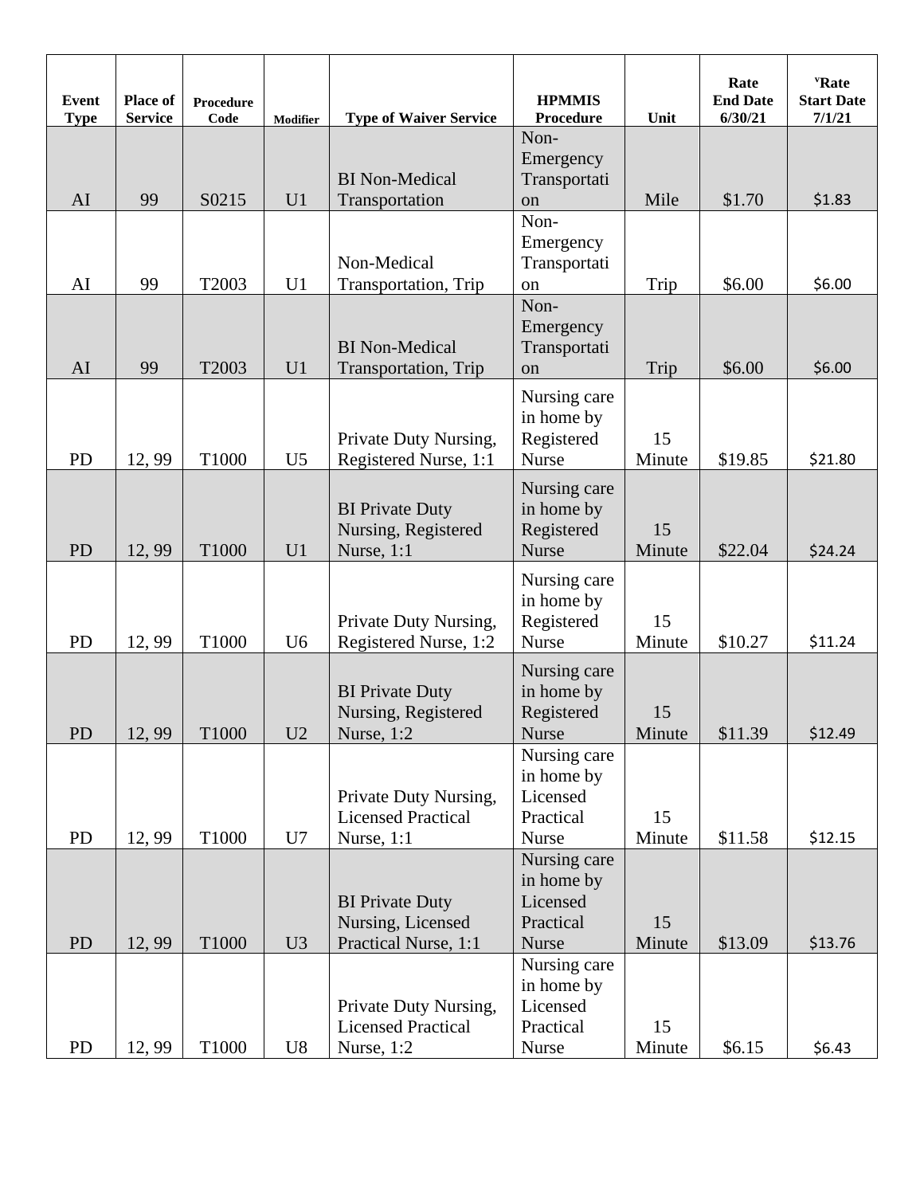| Event Type | Place of Service | Procedure Code | Modifier | Type of Waiver Service | HPMMIS Procedure | Unit | Rate End Date 6/30/21 | ᵛRate Start Date 7/1/21 |
|---|---|---|---|---|---|---|---|---|
| AI | 99 | S0215 | U1 | BI Non-Medical Transportation | Non-Emergency Transportation | Mile | $1.70 | $1.83 |
| AI | 99 | T2003 | U1 | Non-Medical Transportation, Trip | Non-Emergency Transportation | Trip | $6.00 | $6.00 |
| AI | 99 | T2003 | U1 | BI Non-Medical Transportation, Trip | Non-Emergency Transportation | Trip | $6.00 | $6.00 |
| PD | 12, 99 | T1000 | U5 | Private Duty Nursing, Registered Nurse, 1:1 | Nursing care in home by Registered Nurse | 15 Minute | $19.85 | $21.80 |
| PD | 12, 99 | T1000 | U1 | BI Private Duty Nursing, Registered Nurse, 1:1 | Nursing care in home by Registered Nurse | 15 Minute | $22.04 | $24.24 |
| PD | 12, 99 | T1000 | U6 | Private Duty Nursing, Registered Nurse, 1:2 | Nursing care in home by Registered Nurse | 15 Minute | $10.27 | $11.24 |
| PD | 12, 99 | T1000 | U2 | BI Private Duty Nursing, Registered Nurse, 1:2 | Nursing care in home by Registered Nurse | 15 Minute | $11.39 | $12.49 |
| PD | 12, 99 | T1000 | U7 | Private Duty Nursing, Licensed Practical Nurse, 1:1 | Nursing care in home by Licensed Practical Nurse | 15 Minute | $11.58 | $12.15 |
| PD | 12, 99 | T1000 | U3 | BI Private Duty Nursing, Licensed Practical Nurse, 1:1 | Nursing care in home by Licensed Practical Nurse | 15 Minute | $13.09 | $13.76 |
| PD | 12, 99 | T1000 | U8 | Private Duty Nursing, Licensed Practical Nurse, 1:2 | Nursing care in home by Licensed Practical Nurse | 15 Minute | $6.15 | $6.43 |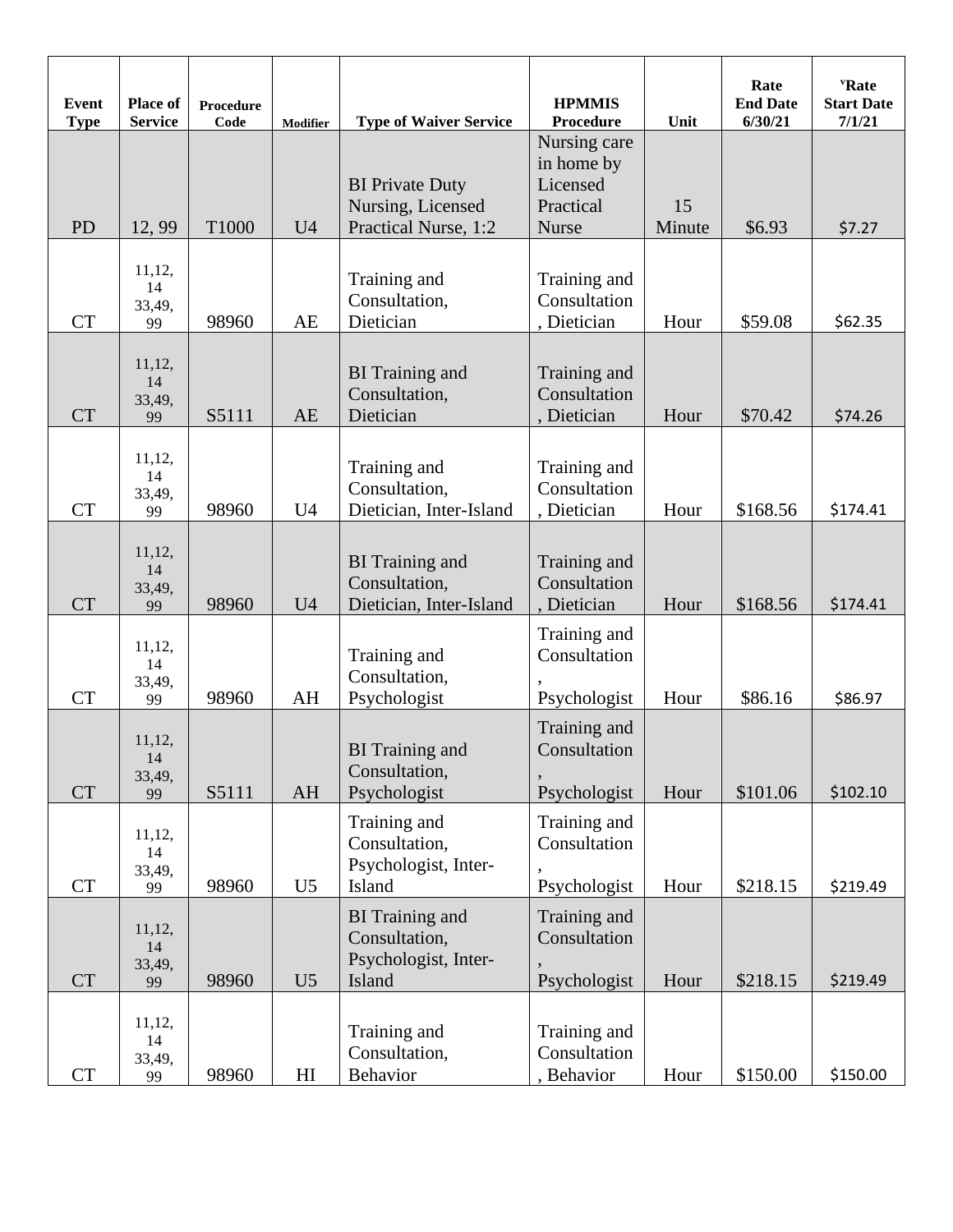| Event Type | Place of Service | Procedure Code | Modifier | Type of Waiver Service | HPMMIS Procedure | Unit | Rate End Date 6/30/21 | ᵛRate Start Date 7/1/21 |
|---|---|---|---|---|---|---|---|---|
| PD | 12, 99 | T1000 | U4 | BI Private Duty Nursing, Licensed Practical Nurse, 1:2 | Nursing care in home by Licensed Practical Nurse | 15 Minute | $6.93 | $7.27 |
| CT | 11,12, 14 33,49, 99 | 98960 | AE | Training and Consultation, Dietician | Training and Consultation , Dietician | Hour | $59.08 | $62.35 |
| CT | 11,12, 14 33,49, 99 | S5111 | AE | BI Training and Consultation, Dietician | Training and Consultation , Dietician | Hour | $70.42 | $74.26 |
| CT | 11,12, 14 33,49, 99 | 98960 | U4 | Training and Consultation, Dietician, Inter-Island | Training and Consultation , Dietician | Hour | $168.56 | $174.41 |
| CT | 11,12, 14 33,49, 99 | 98960 | U4 | BI Training and Consultation, Dietician, Inter-Island | Training and Consultation , Dietician | Hour | $168.56 | $174.41 |
| CT | 11,12, 14 33,49, 99 | 98960 | AH | Training and Consultation, Psychologist | Training and Consultation , Psychologist | Hour | $86.16 | $86.97 |
| CT | 11,12, 14 33,49, 99 | S5111 | AH | BI Training and Consultation, Psychologist | Training and Consultation , Psychologist | Hour | $101.06 | $102.10 |
| CT | 11,12, 14 33,49, 99 | 98960 | U5 | Training and Consultation, Psychologist, Inter-Island | Training and Consultation , Psychologist | Hour | $218.15 | $219.49 |
| CT | 11,12, 14 33,49, 99 | 98960 | U5 | BI Training and Consultation, Psychologist, Inter-Island | Training and Consultation , Psychologist | Hour | $218.15 | $219.49 |
| CT | 11,12, 14 33,49, 99 | 98960 | HI | Training and Consultation, Behavior | Training and Consultation , Behavior | Hour | $150.00 | $150.00 |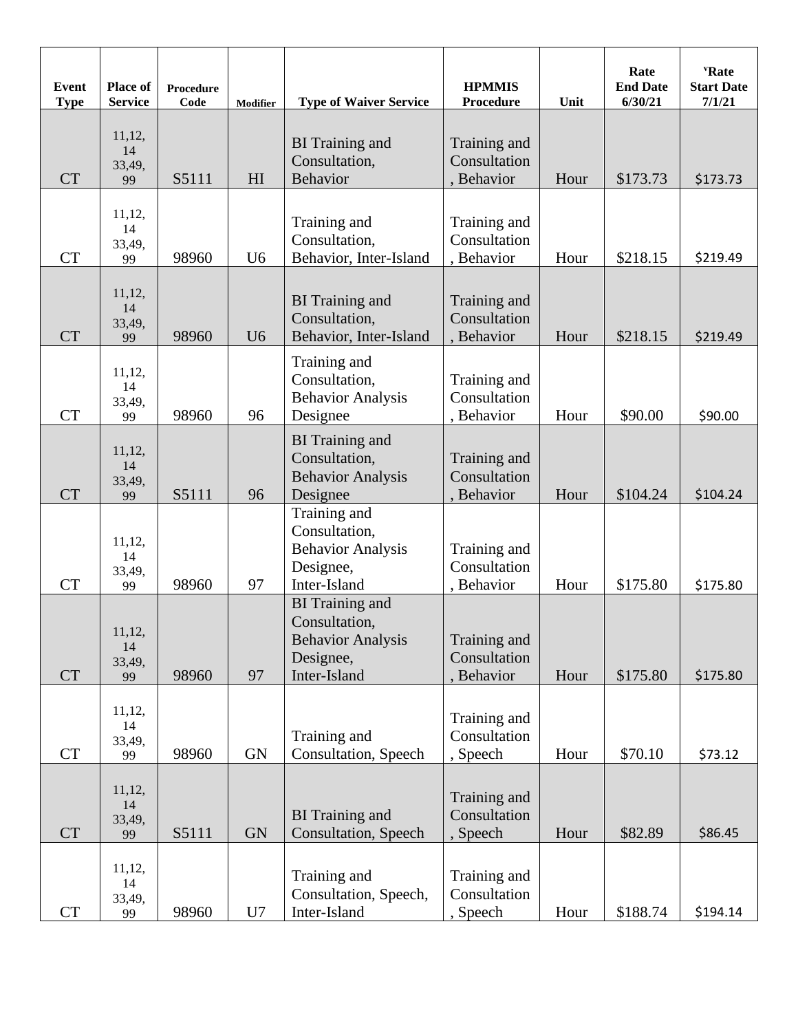| Event Type | Place of Service | Procedure Code | Modifier | Type of Waiver Service | HPMMIS Procedure | Unit | Rate End Date 6/30/21 | ᵛRate Start Date 7/1/21 |
|---|---|---|---|---|---|---|---|---|
| CT | 11,12, 14 33,49, 99 | S5111 | HI | BI Training and Consultation, Behavior | Training and Consultation, Behavior | Hour | $173.73 | $173.73 |
| CT | 11,12, 14 33,49, 99 | 98960 | U6 | Training and Consultation, Behavior, Inter-Island | Training and Consultation, Behavior | Hour | $218.15 | $219.49 |
| CT | 11,12, 14 33,49, 99 | 98960 | U6 | BI Training and Consultation, Behavior, Inter-Island | Training and Consultation, Behavior | Hour | $218.15 | $219.49 |
| CT | 11,12, 14 33,49, 99 | 98960 | 96 | Training and Consultation, Behavior Analysis Designee | Training and Consultation, Behavior | Hour | $90.00 | $90.00 |
| CT | 11,12, 14 33,49, 99 | S5111 | 96 | BI Training and Consultation, Behavior Analysis Designee | Training and Consultation, Behavior | Hour | $104.24 | $104.24 |
| CT | 11,12, 14 33,49, 99 | 98960 | 97 | Training and Consultation, Behavior Analysis Designee, Inter-Island | Training and Consultation, Behavior | Hour | $175.80 | $175.80 |
| CT | 11,12, 14 33,49, 99 | 98960 | 97 | BI Training and Consultation, Behavior Analysis Designee, Inter-Island | Training and Consultation, Behavior | Hour | $175.80 | $175.80 |
| CT | 11,12, 14 33,49, 99 | 98960 | GN | Training and Consultation, Speech | Training and Consultation, Speech | Hour | $70.10 | $73.12 |
| CT | 11,12, 14 33,49, 99 | S5111 | GN | BI Training and Consultation, Speech | Training and Consultation, Speech | Hour | $82.89 | $86.45 |
| CT | 11,12, 14 33,49, 99 | 98960 | U7 | Training and Consultation, Speech, Inter-Island | Training and Consultation, Speech | Hour | $188.74 | $194.14 |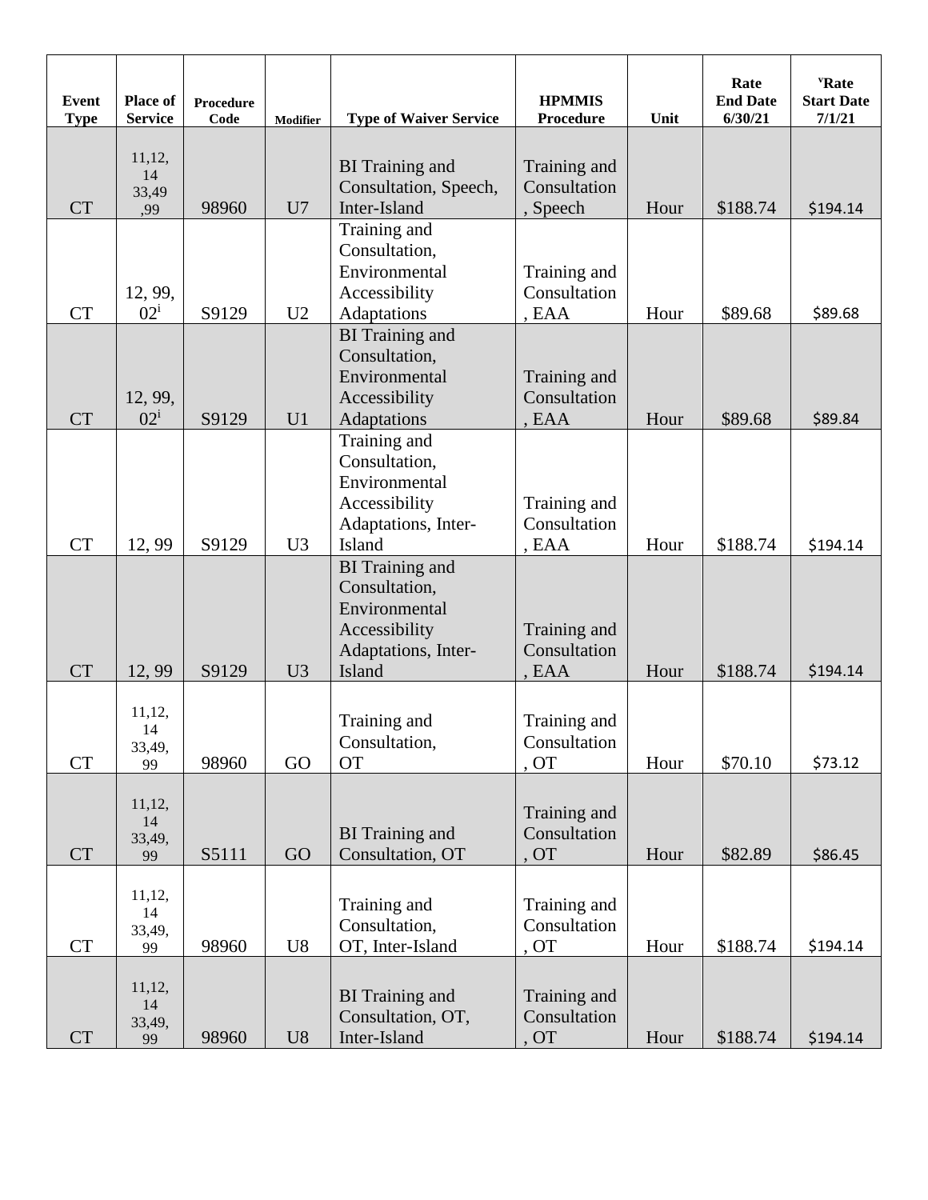| Event Type | Place of Service | Procedure Code | Modifier | Type of Waiver Service | HPMMIS Procedure | Unit | Rate End Date 6/30/21 | [v]Rate Start Date 7/1/21 |
|---|---|---|---|---|---|---|---|---|
| CT | 11,12, 14 33,49 ,99 | 98960 | U7 | BI Training and Consultation, Speech, Inter-Island | Training and Consultation , Speech | Hour | $188.74 | $194.14 |
| CT | 12, 99, 02[i] | S9129 | U2 | Training and Consultation, Environmental Accessibility Adaptations | Training and Consultation , EAA | Hour | $89.68 | $89.68 |
| CT | 12, 99, 02[i] | S9129 | U1 | BI Training and Consultation, Environmental Accessibility Adaptations | Training and Consultation , EAA | Hour | $89.68 | $89.84 |
| CT | 12, 99 | S9129 | U3 | Training and Consultation, Environmental Accessibility Adaptations, Inter-Island | Training and Consultation , EAA | Hour | $188.74 | $194.14 |
| CT | 12, 99 | S9129 | U3 | BI Training and Consultation, Environmental Accessibility Adaptations, Inter-Island | Training and Consultation , EAA | Hour | $188.74 | $194.14 |
| CT | 11,12, 14 33,49, 99 | 98960 | GO | Training and Consultation, OT | Training and Consultation , OT | Hour | $70.10 | $73.12 |
| CT | 11,12, 14 33,49, 99 | S5111 | GO | BI Training and Consultation, OT | Training and Consultation , OT | Hour | $82.89 | $86.45 |
| CT | 11,12, 14 33,49, 99 | 98960 | U8 | Training and Consultation, OT, Inter-Island | Training and Consultation , OT | Hour | $188.74 | $194.14 |
| CT | 11,12, 14 33,49, 99 | 98960 | U8 | BI Training and Consultation, OT, Inter-Island | Training and Consultation , OT | Hour | $188.74 | $194.14 |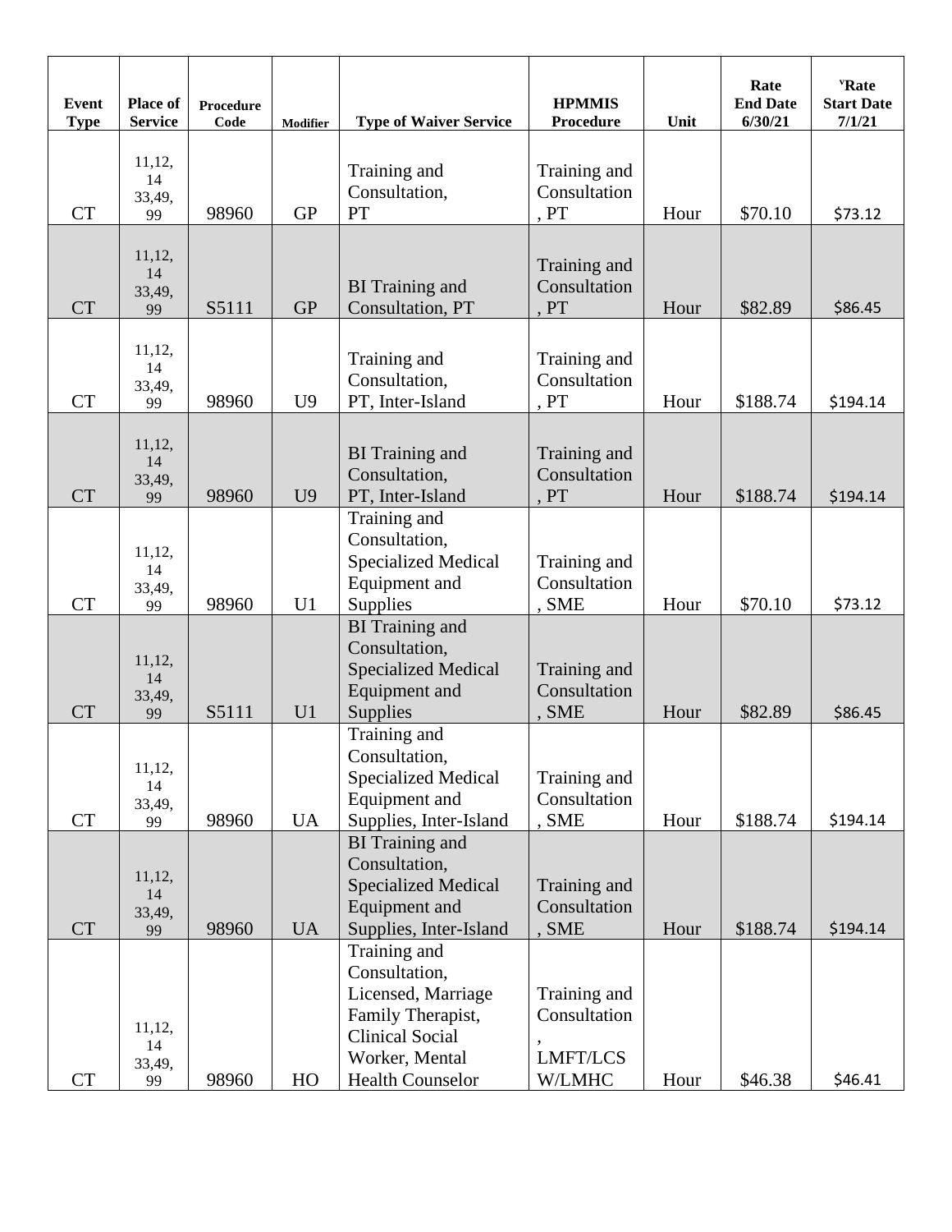| Event Type | Place of Service | Procedure Code | Modifier | Type of Waiver Service | HPMMIS Procedure | Unit | Rate End Date 6/30/21 | Rate Start Date 7/1/21 |
|---|---|---|---|---|---|---|---|---|
| CT | 11,12, 14 33,49, 99 | 98960 | GP | Training and Consultation, PT | Training and Consultation, PT | Hour | $70.10 | $73.12 |
| CT | 11,12, 14 33,49, 99 | S5111 | GP | BI Training and Consultation, PT | Training and Consultation, PT | Hour | $82.89 | $86.45 |
| CT | 11,12, 14 33,49, 99 | 98960 | U9 | Training and Consultation, PT, Inter-Island | Training and Consultation, PT | Hour | $188.74 | $194.14 |
| CT | 11,12, 14 33,49, 99 | 98960 | U9 | BI Training and Consultation, PT, Inter-Island | Training and Consultation, PT | Hour | $188.74 | $194.14 |
| CT | 11,12, 14 33,49, 99 | 98960 | U1 | Training and Consultation, Specialized Medical Equipment and Supplies | Training and Consultation, SME | Hour | $70.10 | $73.12 |
| CT | 11,12, 14 33,49, 99 | S5111 | U1 | BI Training and Consultation, Specialized Medical Equipment and Supplies | Training and Consultation, SME | Hour | $82.89 | $86.45 |
| CT | 11,12, 14 33,49, 99 | 98960 | UA | Training and Consultation, Specialized Medical Equipment and Supplies, Inter-Island | Training and Consultation, SME | Hour | $188.74 | $194.14 |
| CT | 11,12, 14 33,49, 99 | 98960 | UA | BI Training and Consultation, Specialized Medical Equipment and Supplies, Inter-Island | Training and Consultation, SME | Hour | $188.74 | $194.14 |
| CT | 11,12, 14 33,49, 99 | 98960 | HO | Training and Consultation, Licensed, Marriage Family Therapist, Clinical Social Worker, Mental Health Counselor | Training and Consultation, LMFT/LCSW/LMHC | Hour | $46.38 | $46.41 |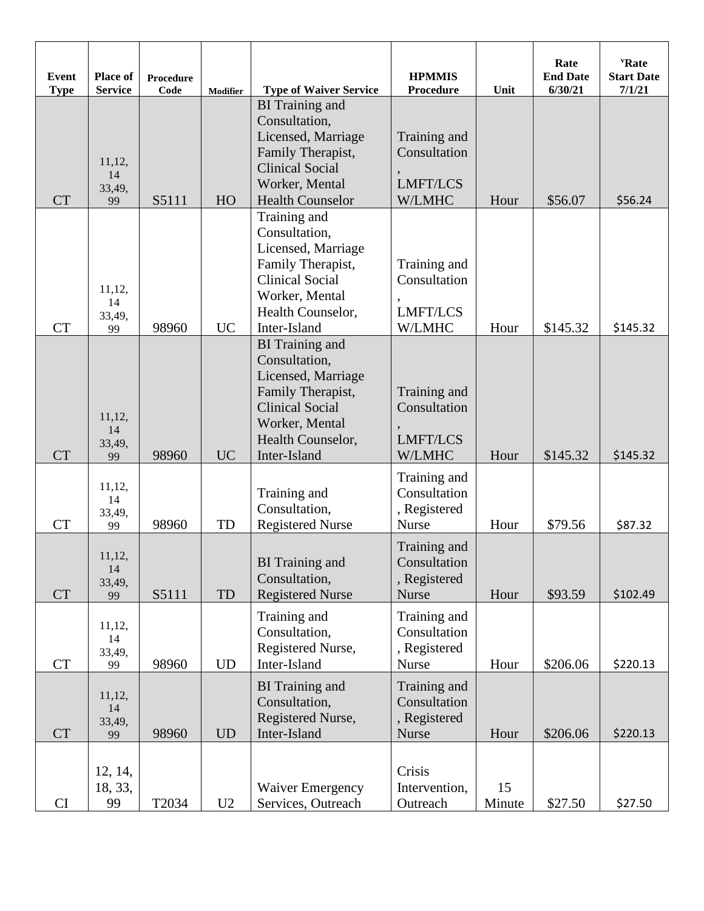| Event Type | Place of Service | Procedure Code | Modifier | Type of Waiver Service | HPMMIS Procedure | Unit | Rate End Date 6/30/21 | ᵛRate Start Date 7/1/21 |
|---|---|---|---|---|---|---|---|---|
| CT | 11,12, 14 33,49, 99 | S5111 | HO | BI Training and Consultation, Licensed, Marriage Family Therapist, Clinical Social Worker, Mental Health Counselor | Training and Consultation , LMFT/LCS W/LMHC | Hour | $56.07 | $56.24 |
| CT | 11,12, 14 33,49, 99 | 98960 | UC | Training and Consultation, Licensed, Marriage Family Therapist, Clinical Social Worker, Mental Health Counselor, Inter-Island | Training and Consultation , LMFT/LCS W/LMHC | Hour | $145.32 | $145.32 |
| CT | 11,12, 14 33,49, 99 | 98960 | UC | BI Training and Consultation, Licensed, Marriage Family Therapist, Clinical Social Worker, Mental Health Counselor, Inter-Island | Training and Consultation , LMFT/LCS W/LMHC | Hour | $145.32 | $145.32 |
| CT | 11,12, 14 33,49, 99 | 98960 | TD | Training and Consultation, Registered Nurse | Training and Consultation , Registered Nurse | Hour | $79.56 | $87.32 |
| CT | 11,12, 14 33,49, 99 | S5111 | TD | BI Training and Consultation, Registered Nurse | Training and Consultation , Registered Nurse | Hour | $93.59 | $102.49 |
| CT | 11,12, 14 33,49, 99 | 98960 | UD | Training and Consultation, Registered Nurse, Inter-Island | Training and Consultation , Registered Nurse | Hour | $206.06 | $220.13 |
| CT | 11,12, 14 33,49, 99 | 98960 | UD | BI Training and Consultation, Registered Nurse, Inter-Island | Training and Consultation , Registered Nurse | Hour | $206.06 | $220.13 |
| CI | 12, 14, 18, 33, 99 | T2034 | U2 | Waiver Emergency Services, Outreach | Crisis Intervention, Outreach | 15 Minute | $27.50 | $27.50 |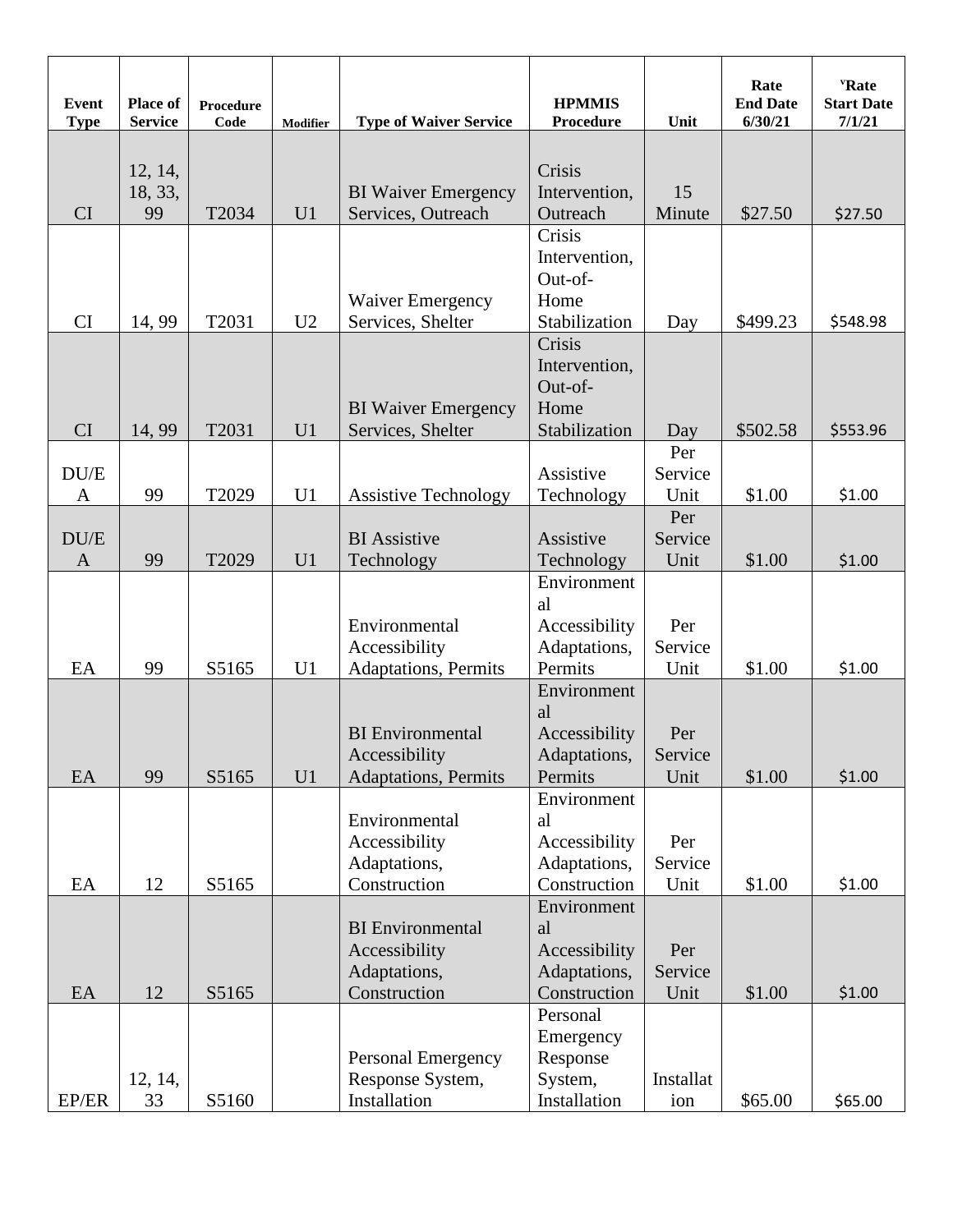| Event Type | Place of Service | Procedure Code | Modifier | Type of Waiver Service | HPMMIS Procedure | Unit | Rate End Date 6/30/21 | ᵛRate Start Date 7/1/21 |
|---|---|---|---|---|---|---|---|---|
| CI | 12, 14, 18, 33, 99 | T2034 | U1 | BI Waiver Emergency Services, Outreach | Crisis Intervention, Outreach | 15 Minute | $27.50 | $27.50 |
| CI | 14, 99 | T2031 | U2 | Waiver Emergency Services, Shelter | Crisis Intervention, Out-of-Home Stabilization | Day | $499.23 | $548.98 |
| CI | 14, 99 | T2031 | U1 | BI Waiver Emergency Services, Shelter | Crisis Intervention, Out-of-Home Stabilization | Day | $502.58 | $553.96 |
| DU/EA | 99 | T2029 | U1 | Assistive Technology | Assistive Technology | Per Service Unit | $1.00 | $1.00 |
| DU/EA | 99 | T2029 | U1 | BI Assistive Technology | Assistive Technology | Per Service Unit | $1.00 | $1.00 |
| EA | 99 | S5165 | U1 | Environmental Accessibility Adaptations, Permits | Environmental Accessibility Adaptations, Permits | Per Service Unit | $1.00 | $1.00 |
| EA | 99 | S5165 | U1 | BI Environmental Accessibility Adaptations, Permits | Environmental Accessibility Adaptations, Permits | Per Service Unit | $1.00 | $1.00 |
| EA | 12 | S5165 | | Environmental Accessibility Adaptations, Construction | Environmental Accessibility Adaptations, Construction | Per Service Unit | $1.00 | $1.00 |
| EA | 12 | S5165 | | BI Environmental Accessibility Adaptations, Construction | Environmental Accessibility Adaptations, Construction | Per Service Unit | $1.00 | $1.00 |
| EP/ER | 12, 14, 33 | S5160 | | Personal Emergency Response System, Installation | Personal Emergency Response System, Installation | Installation | $65.00 | $65.00 |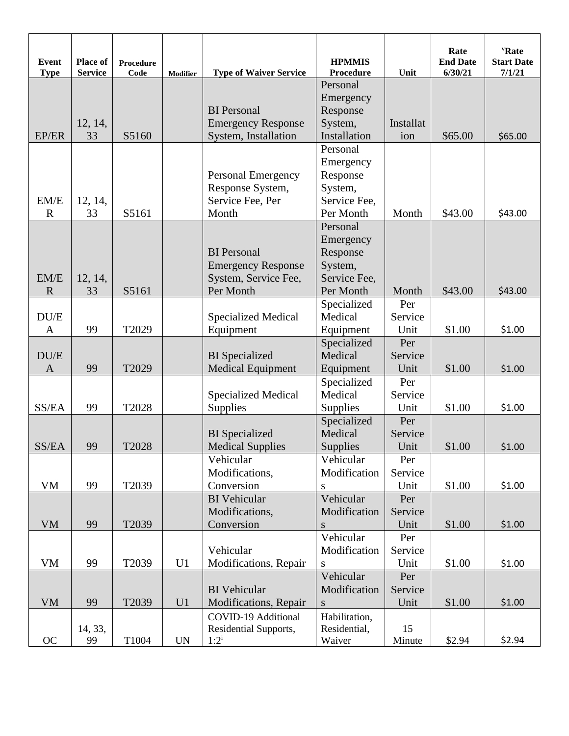| Event Type | Place of Service | Procedure Code | Modifier | Type of Waiver Service | HPMMIS Procedure | Unit | Rate End Date 6/30/21 | [v]Rate Start Date 7/1/21 |
|---|---|---|---|---|---|---|---|---|
| EP/ER | 12, 14, 33 | S5160 | | BI Personal Emergency Response System, Installation | Personal Emergency Response System, Installation | Installation | $65.00 | $65.00 |
| EM/ER | 12, 14, 33 | S5161 | | Personal Emergency Response System, Service Fee, Per Month | Personal Emergency Response System, Service Fee, Per Month | Month | $43.00 | $43.00 |
| EM/ER | 12, 14, 33 | S5161 | | BI Personal Emergency Response System, Service Fee, Per Month | Personal Emergency Response System, Service Fee, Per Month | Month | $43.00 | $43.00 |
| DU/EA | 99 | T2029 | | Specialized Medical Equipment | Specialized Medical Equipment | Per Service Unit | $1.00 | $1.00 |
| DU/EA | 99 | T2029 | | BI Specialized Medical Equipment | Specialized Medical Equipment | Per Service Unit | $1.00 | $1.00 |
| SS/EA | 99 | T2028 | | Specialized Medical Supplies | Specialized Medical Supplies | Per Service Unit | $1.00 | $1.00 |
| SS/EA | 99 | T2028 | | BI Specialized Medical Supplies | Specialized Medical Supplies | Per Service Unit | $1.00 | $1.00 |
| VM | 99 | T2039 | | Vehicular Modifications, Conversion | Vehicular Modifications | Per Service Unit | $1.00 | $1.00 |
| VM | 99 | T2039 | | BI Vehicular Modifications, Conversion | Vehicular Modifications | Per Service Unit | $1.00 | $1.00 |
| VM | 99 | T2039 | U1 | Vehicular Modifications, Repair | Vehicular Modifications | Per Service Unit | $1.00 | $1.00 |
| VM | 99 | T2039 | U1 | BI Vehicular Modifications, Repair | Vehicular Modifications | Per Service Unit | $1.00 | $1.00 |
| OC | 14, 33, 99 | T1004 | UN | COVID-19 Additional Residential Supports, 1:2[i] | Habilitation, Residential, Waiver | 15 Minute | $2.94 | $2.94 |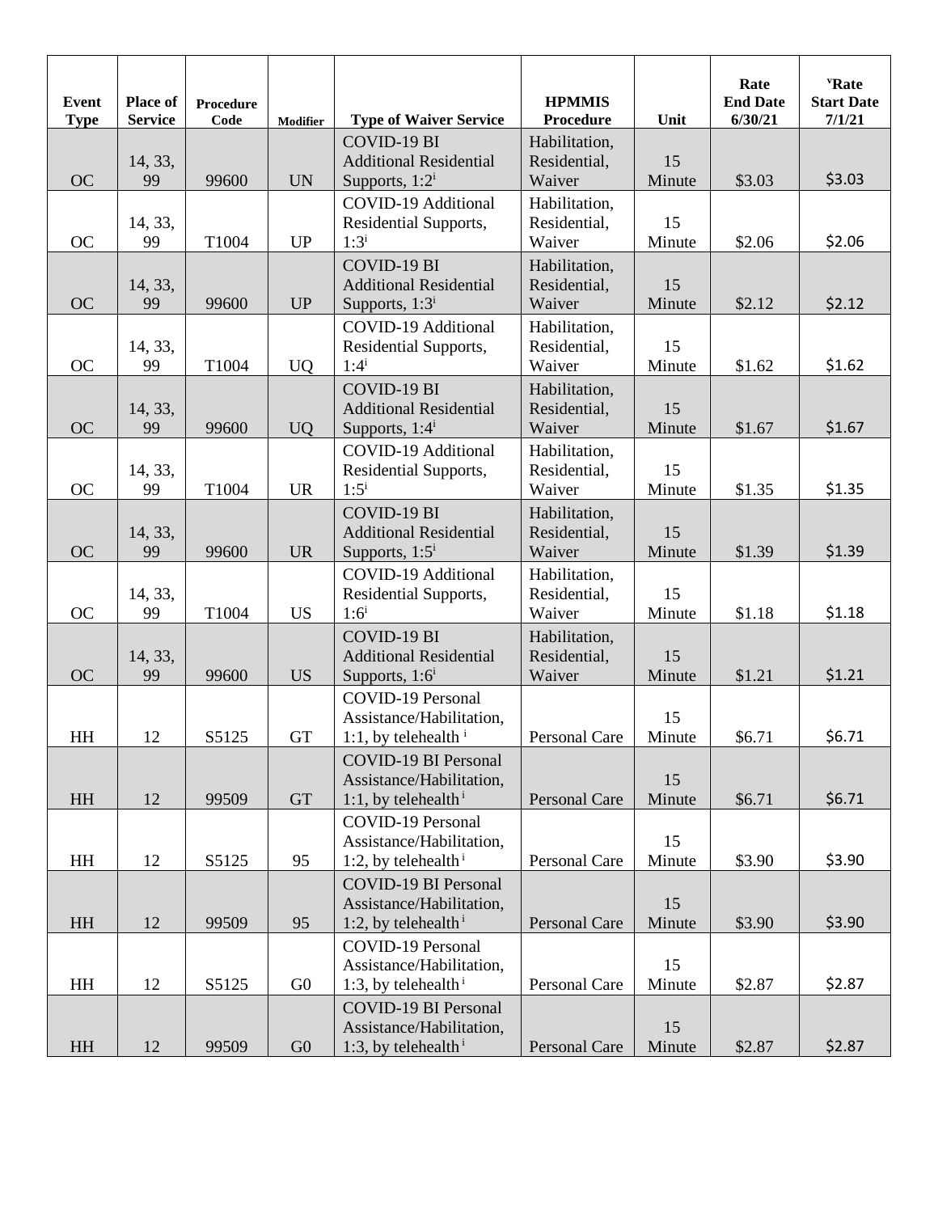| Event Type | Place of Service | Procedure Code | Modifier | Type of Waiver Service | HPMMIS Procedure | Unit | Rate End Date 6/30/21 | [v]Rate Start Date 7/1/21 |
|---|---|---|---|---|---|---|---|---|
| OC | 14, 33, 99 | 99600 | UN | COVID-19 BI Additional Residential Supports, 1:2[i] | Habilitation, Residential, Waiver | 15 Minute | $3.03 | $3.03 |
| OC | 14, 33, 99 | T1004 | UP | COVID-19 Additional Residential Supports, 1:3[i] | Habilitation, Residential, Waiver | 15 Minute | $2.06 | $2.06 |
| OC | 14, 33, 99 | 99600 | UP | COVID-19 BI Additional Residential Supports, 1:3[i] | Habilitation, Residential, Waiver | 15 Minute | $2.12 | $2.12 |
| OC | 14, 33, 99 | T1004 | UQ | COVID-19 Additional Residential Supports, 1:4[i] | Habilitation, Residential, Waiver | 15 Minute | $1.62 | $1.62 |
| OC | 14, 33, 99 | 99600 | UQ | COVID-19 BI Additional Residential Supports, 1:4[i] | Habilitation, Residential, Waiver | 15 Minute | $1.67 | $1.67 |
| OC | 14, 33, 99 | T1004 | UR | COVID-19 Additional Residential Supports, 1:5[i] | Habilitation, Residential, Waiver | 15 Minute | $1.35 | $1.35 |
| OC | 14, 33, 99 | 99600 | UR | COVID-19 BI Additional Residential Supports, 1:5[i] | Habilitation, Residential, Waiver | 15 Minute | $1.39 | $1.39 |
| OC | 14, 33, 99 | T1004 | US | COVID-19 Additional Residential Supports, 1:6[i] | Habilitation, Residential, Waiver | 15 Minute | $1.18 | $1.18 |
| OC | 14, 33, 99 | 99600 | US | COVID-19 BI Additional Residential Supports, 1:6[i] | Habilitation, Residential, Waiver | 15 Minute | $1.21 | $1.21 |
| HH | 12 | S5125 | GT | COVID-19 Personal Assistance/Habilitation, 1:1, by telehealth [i] | Personal Care | 15 Minute | $6.71 | $6.71 |
| HH | 12 | 99509 | GT | COVID-19 BI Personal Assistance/Habilitation, 1:1, by telehealth [i] | Personal Care | 15 Minute | $6.71 | $6.71 |
| HH | 12 | S5125 | 95 | COVID-19 Personal Assistance/Habilitation, 1:2, by telehealth [i] | Personal Care | 15 Minute | $3.90 | $3.90 |
| HH | 12 | 99509 | 95 | COVID-19 BI Personal Assistance/Habilitation, 1:2, by telehealth [i] | Personal Care | 15 Minute | $3.90 | $3.90 |
| HH | 12 | S5125 | G0 | COVID-19 Personal Assistance/Habilitation, 1:3, by telehealth [i] | Personal Care | 15 Minute | $2.87 | $2.87 |
| HH | 12 | 99509 | G0 | COVID-19 BI Personal Assistance/Habilitation, 1:3, by telehealth [i] | Personal Care | 15 Minute | $2.87 | $2.87 |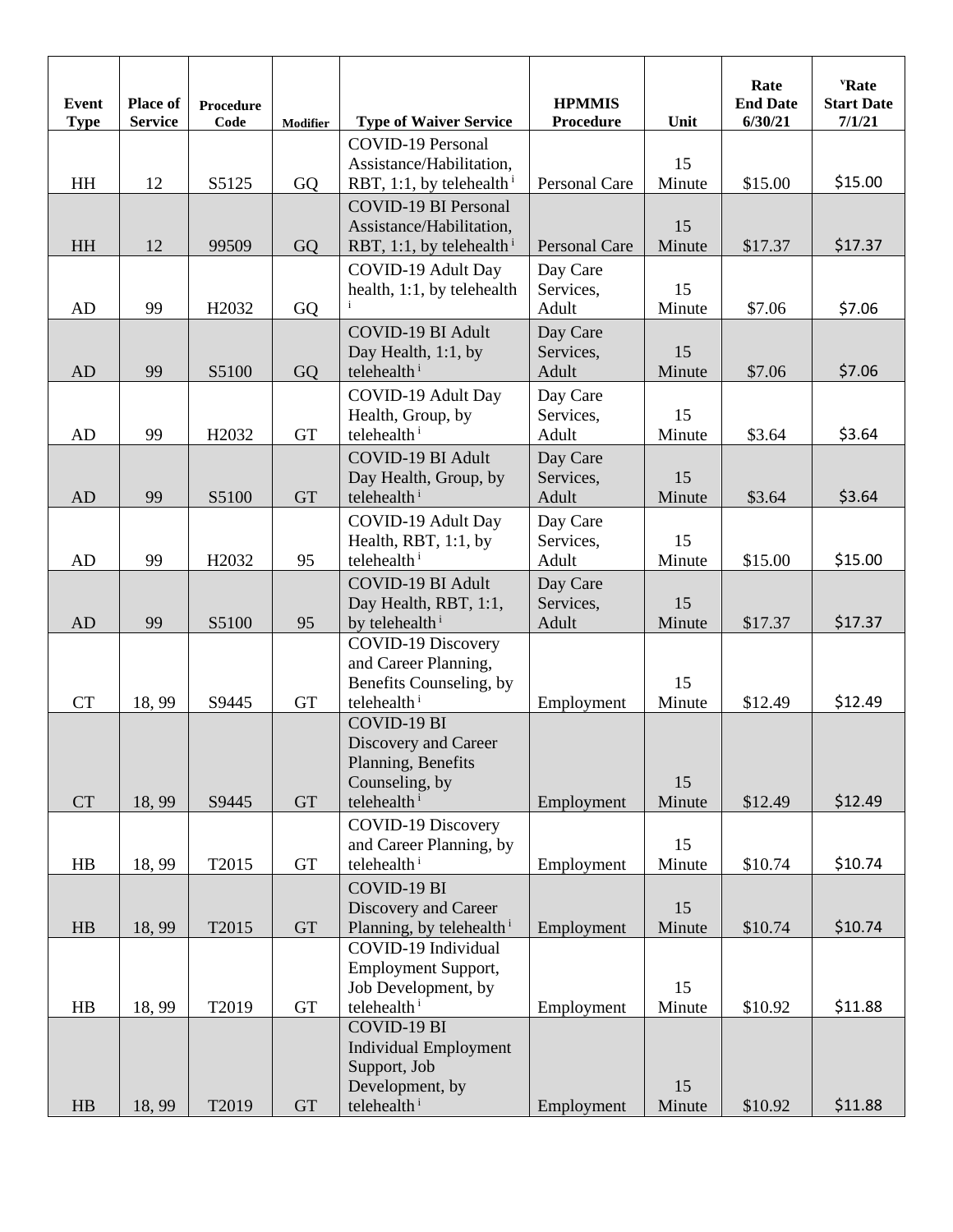| Event Type | Place of Service | Procedure Code | Modifier | Type of Waiver Service | HPMMIS Procedure | Unit | Rate End Date 6/30/21 | [v]Rate Start Date 7/1/21 |
|---|---|---|---|---|---|---|---|---|
| HH | 12 | S5125 | GQ | COVID-19 Personal Assistance/Habilitation, RBT, 1:1, by telehealth [i] | Personal Care | 15 Minute | $15.00 | $15.00 |
| HH | 12 | 99509 | GQ | COVID-19 BI Personal Assistance/Habilitation, RBT, 1:1, by telehealth [i] | Personal Care | 15 Minute | $17.37 | $17.37 |
| AD | 99 | H2032 | GQ | COVID-19 Adult Day health, 1:1, by telehealth [i] | Day Care Services, Adult | 15 Minute | $7.06 | $7.06 |
| AD | 99 | S5100 | GQ | COVID-19 BI Adult Day Health, 1:1, by telehealth [i] | Day Care Services, Adult | 15 Minute | $7.06 | $7.06 |
| AD | 99 | H2032 | GT | COVID-19 Adult Day Health, Group, by telehealth [i] | Day Care Services, Adult | 15 Minute | $3.64 | $3.64 |
| AD | 99 | S5100 | GT | COVID-19 BI Adult Day Health, Group, by telehealth [i] | Day Care Services, Adult | 15 Minute | $3.64 | $3.64 |
| AD | 99 | H2032 | 95 | COVID-19 Adult Day Health, RBT, 1:1, by telehealth [i] | Day Care Services, Adult | 15 Minute | $15.00 | $15.00 |
| AD | 99 | S5100 | 95 | COVID-19 BI Adult Day Health, RBT, 1:1, by telehealth [i] | Day Care Services, Adult | 15 Minute | $17.37 | $17.37 |
| CT | 18, 99 | S9445 | GT | COVID-19 Discovery and Career Planning, Benefits Counseling, by telehealth [i] | Employment | 15 Minute | $12.49 | $12.49 |
| CT | 18, 99 | S9445 | GT | COVID-19 BI Discovery and Career Planning, Benefits Counseling, by telehealth [i] | Employment | 15 Minute | $12.49 | $12.49 |
| HB | 18, 99 | T2015 | GT | COVID-19 Discovery and Career Planning, by telehealth [i] | Employment | 15 Minute | $10.74 | $10.74 |
| HB | 18, 99 | T2015 | GT | COVID-19 BI Discovery and Career Planning, by telehealth [i] | Employment | 15 Minute | $10.74 | $10.74 |
| HB | 18, 99 | T2019 | GT | COVID-19 Individual Employment Support, Job Development, by telehealth [i] | Employment | 15 Minute | $10.92 | $11.88 |
| HB | 18, 99 | T2019 | GT | COVID-19 BI Individual Employment Support, Job Development, by telehealth [i] | Employment | 15 Minute | $10.92 | $11.88 |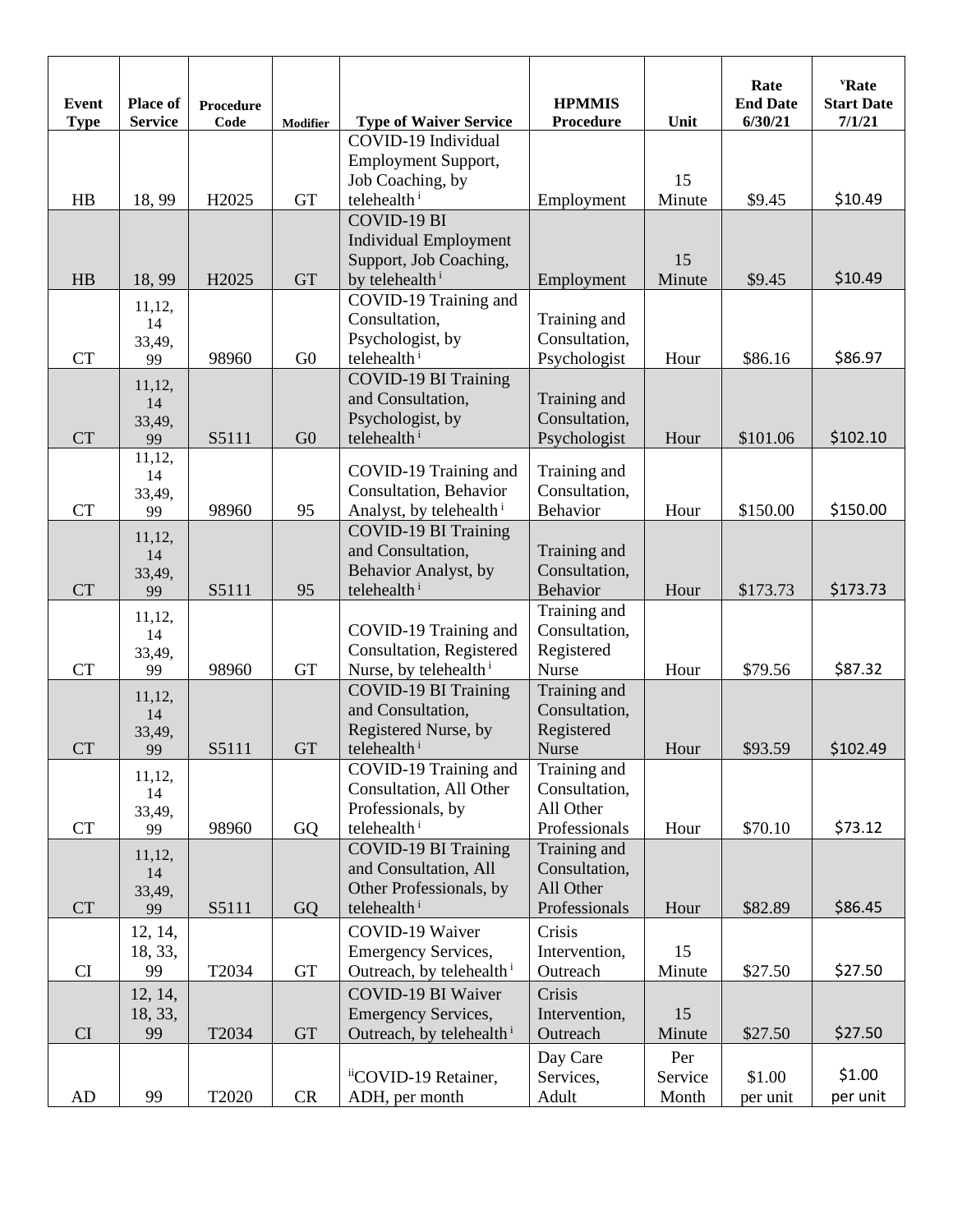| Event Type | Place of Service | Procedure Code | Modifier | Type of Waiver Service | HPMMIS Procedure | Unit | Rate End Date 6/30/21 | [v]Rate Start Date 7/1/21 |
|---|---|---|---|---|---|---|---|---|
| HB | 18, 99 | H2025 | GT | COVID-19 Individual Employment Support, Job Coaching, by telehealth [i] | Employment | 15 Minute | $9.45 | $10.49 |
| HB | 18, 99 | H2025 | GT | COVID-19 BI Individual Employment Support, Job Coaching, by telehealth [i] | Employment | 15 Minute | $9.45 | $10.49 |
| CT | 11,12, 14 33,49, 99 | 98960 | G0 | COVID-19 Training and Consultation, Psychologist, by telehealth [i] | Training and Consultation, Psychologist | Hour | $86.16 | $86.97 |
| CT | 11,12, 14 33,49, 99 | S5111 | G0 | COVID-19 BI Training and Consultation, Psychologist, by telehealth [i] | Training and Consultation, Psychologist | Hour | $101.06 | $102.10 |
| CT | 11,12, 14 33,49, 99 | 98960 | 95 | COVID-19 Training and Consultation, Behavior Analyst, by telehealth [i] | Training and Consultation, Behavior | Hour | $150.00 | $150.00 |
| CT | 11,12, 14 33,49, 99 | S5111 | 95 | COVID-19 BI Training and Consultation, Behavior Analyst, by telehealth [i] | Training and Consultation, Behavior | Hour | $173.73 | $173.73 |
| CT | 11,12, 14 33,49, 99 | 98960 | GT | COVID-19 Training and Consultation, Registered Nurse, by telehealth [i] | Training and Consultation, Registered Nurse | Hour | $79.56 | $87.32 |
| CT | 11,12, 14 33,49, 99 | S5111 | GT | COVID-19 BI Training and Consultation, Registered Nurse, by telehealth [i] | Training and Consultation, Registered Nurse | Hour | $93.59 | $102.49 |
| CT | 11,12, 14 33,49, 99 | 98960 | GQ | COVID-19 Training and Consultation, All Other Professionals, by telehealth [i] | Training and Consultation, All Other Professionals | Hour | $70.10 | $73.12 |
| CT | 11,12, 14 33,49, 99 | S5111 | GQ | COVID-19 BI Training and Consultation, All Other Professionals, by telehealth [i] | Training and Consultation, All Other Professionals | Hour | $82.89 | $86.45 |
| CI | 12, 14, 18, 33, 99 | T2034 | GT | COVID-19 Waiver Emergency Services, Outreach, by telehealth [i] | Crisis Intervention, Outreach | 15 Minute | $27.50 | $27.50 |
| CI | 12, 14, 18, 33, 99 | T2034 | GT | COVID-19 BI Waiver Emergency Services, Outreach, by telehealth [i] | Crisis Intervention, Outreach | 15 Minute | $27.50 | $27.50 |
| AD | 99 | T2020 | CR | [ii]COVID-19 Retainer, ADH, per month | Day Care Services, Adult | Per Service Month | $1.00 per unit | $1.00 per unit |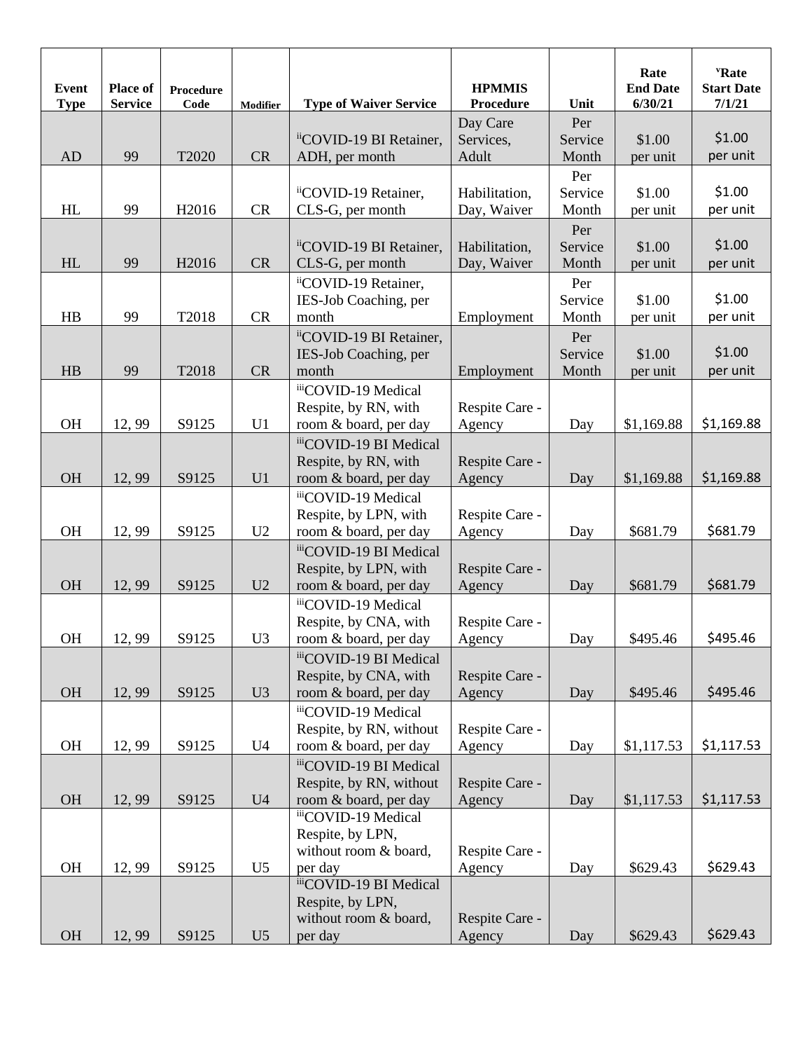| Event Type | Place of Service | Procedure Code | Modifier | Type of Waiver Service | HPMMIS Procedure | Unit | Rate End Date 6/30/21 | [v]Rate Start Date 7/1/21 |
|---|---|---|---|---|---|---|---|---|
| AD | 99 | T2020 | CR | [ii]COVID-19 BI Retainer, ADH, per month | Day Care Services, Adult | Per Service Month | $1.00 per unit | $1.00 per unit |
| HL | 99 | H2016 | CR | [ii]COVID-19 Retainer, CLS-G, per month | Habilitation, Day, Waiver | Per Service Month | $1.00 per unit | $1.00 per unit |
| HL | 99 | H2016 | CR | [ii]COVID-19 BI Retainer, CLS-G, per month | Habilitation, Day, Waiver | Per Service Month | $1.00 per unit | $1.00 per unit |
| HB | 99 | T2018 | CR | [ii]COVID-19 Retainer, IES-Job Coaching, per month | Employment | Per Service Month | $1.00 per unit | $1.00 per unit |
| HB | 99 | T2018 | CR | [ii]COVID-19 BI Retainer, IES-Job Coaching, per month | Employment | Per Service Month | $1.00 per unit | $1.00 per unit |
| OH | 12, 99 | S9125 | U1 | [iii]COVID-19 Medical Respite, by RN, with room & board, per day | Respite Care - Agency | Day | $1,169.88 | $1,169.88 |
| OH | 12, 99 | S9125 | U1 | [iii]COVID-19 BI Medical Respite, by RN, with room & board, per day | Respite Care - Agency | Day | $1,169.88 | $1,169.88 |
| OH | 12, 99 | S9125 | U2 | [iii]COVID-19 Medical Respite, by LPN, with room & board, per day | Respite Care - Agency | Day | $681.79 | $681.79 |
| OH | 12, 99 | S9125 | U2 | [iii]COVID-19 BI Medical Respite, by LPN, with room & board, per day | Respite Care - Agency | Day | $681.79 | $681.79 |
| OH | 12, 99 | S9125 | U3 | [iii]COVID-19 Medical Respite, by CNA, with room & board, per day | Respite Care - Agency | Day | $495.46 | $495.46 |
| OH | 12, 99 | S9125 | U3 | [iii]COVID-19 BI Medical Respite, by CNA, with room & board, per day | Respite Care - Agency | Day | $495.46 | $495.46 |
| OH | 12, 99 | S9125 | U4 | [iii]COVID-19 Medical Respite, by RN, without room & board, per day | Respite Care - Agency | Day | $1,117.53 | $1,117.53 |
| OH | 12, 99 | S9125 | U4 | [iii]COVID-19 BI Medical Respite, by RN, without room & board, per day | Respite Care - Agency | Day | $1,117.53 | $1,117.53 |
| OH | 12, 99 | S9125 | U5 | [iii]COVID-19 Medical Respite, by LPN, without room & board, per day | Respite Care - Agency | Day | $629.43 | $629.43 |
| OH | 12, 99 | S9125 | U5 | [iii]COVID-19 BI Medical Respite, by LPN, without room & board, per day | Respite Care - Agency | Day | $629.43 | $629.43 |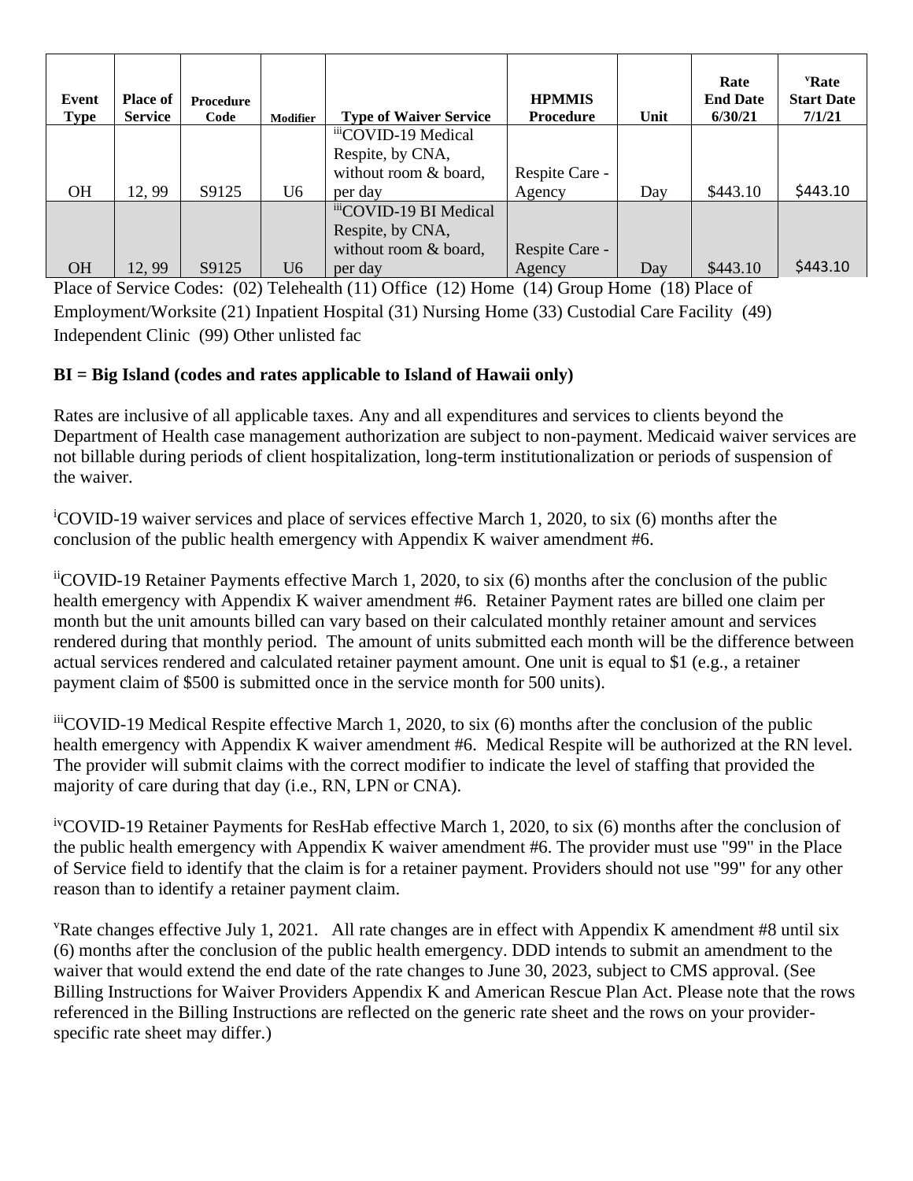| Event Type | Place of Service | Procedure Code | Modifier | Type of Waiver Service | HPMMIS Procedure | Unit | Rate End Date 6/30/21 | [v]Rate Start Date 7/1/21 |
|---|---|---|---|---|---|---|---|---|
| OH | 12, 99 | S9125 | U6 | [iii]COVID-19 Medical Respite, by CNA, without room & board, per day | Respite Care - Agency | Day | $443.10 | $443.10 |
| OH | 12, 99 | S9125 | U6 | [iii]COVID-19 BI Medical Respite, by CNA, without room & board, per day | Respite Care - Agency | Day | $443.10 | $443.10 |

Place of Service Codes: (02) Telehealth (11) Office (12) Home (14) Group Home (18) Place of Employment/Worksite (21) Inpatient Hospital (31) Nursing Home (33) Custodial Care Facility (49) Independent Clinic (99) Other unlisted fac

**BI = Big Island (codes and rates applicable to Island of Hawaii only)**

Rates are inclusive of all applicable taxes. Any and all expenditures and services to clients beyond the Department of Health case management authorization are subject to non-payment. Medicaid waiver services are not billable during periods of client hospitalization, long-term institutionalization or periods of suspension of the waiver.

[i]COVID-19 waiver services and place of services effective March 1, 2020, to six (6) months after the conclusion of the public health emergency with Appendix K waiver amendment #6.

[ii]COVID-19 Retainer Payments effective March 1, 2020, to six (6) months after the conclusion of the public health emergency with Appendix K waiver amendment #6. Retainer Payment rates are billed one claim per month but the unit amounts billed can vary based on their calculated monthly retainer amount and services rendered during that monthly period. The amount of units submitted each month will be the difference between actual services rendered and calculated retainer payment amount. One unit is equal to $1 (e.g., a retainer payment claim of $500 is submitted once in the service month for 500 units).

[iii]COVID-19 Medical Respite effective March 1, 2020, to six (6) months after the conclusion of the public health emergency with Appendix K waiver amendment #6. Medical Respite will be authorized at the RN level. The provider will submit claims with the correct modifier to indicate the level of staffing that provided the majority of care during that day (i.e., RN, LPN or CNA).

[iv]COVID-19 Retainer Payments for ResHab effective March 1, 2020, to six (6) months after the conclusion of the public health emergency with Appendix K waiver amendment #6. The provider must use "99" in the Place of Service field to identify that the claim is for a retainer payment. Providers should not use "99" for any other reason than to identify a retainer payment claim.

[v]Rate changes effective July 1, 2021. All rate changes are in effect with Appendix K amendment #8 until six (6) months after the conclusion of the public health emergency. DDD intends to submit an amendment to the waiver that would extend the end date of the rate changes to June 30, 2023, subject to CMS approval. (See Billing Instructions for Waiver Providers Appendix K and American Rescue Plan Act. Please note that the rows referenced in the Billing Instructions are reflected on the generic rate sheet and the rows on your provider-specific rate sheet may differ.)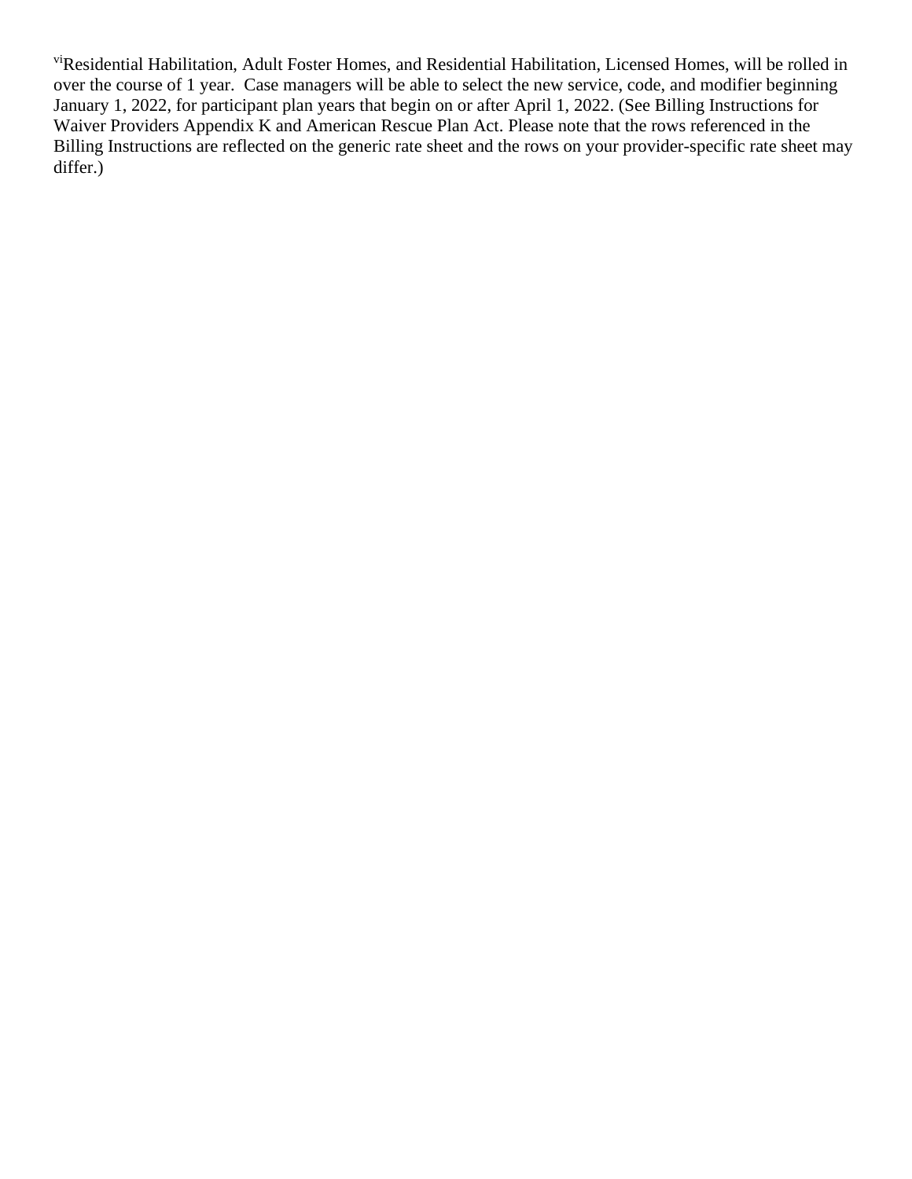[vi]Residential Habilitation, Adult Foster Homes, and Residential Habilitation, Licensed Homes, will be rolled in over the course of 1 year. Case managers will be able to select the new service, code, and modifier beginning January 1, 2022, for participant plan years that begin on or after April 1, 2022. (See Billing Instructions for Waiver Providers Appendix K and American Rescue Plan Act. Please note that the rows referenced in the Billing Instructions are reflected on the generic rate sheet and the rows on your provider-specific rate sheet may differ.)